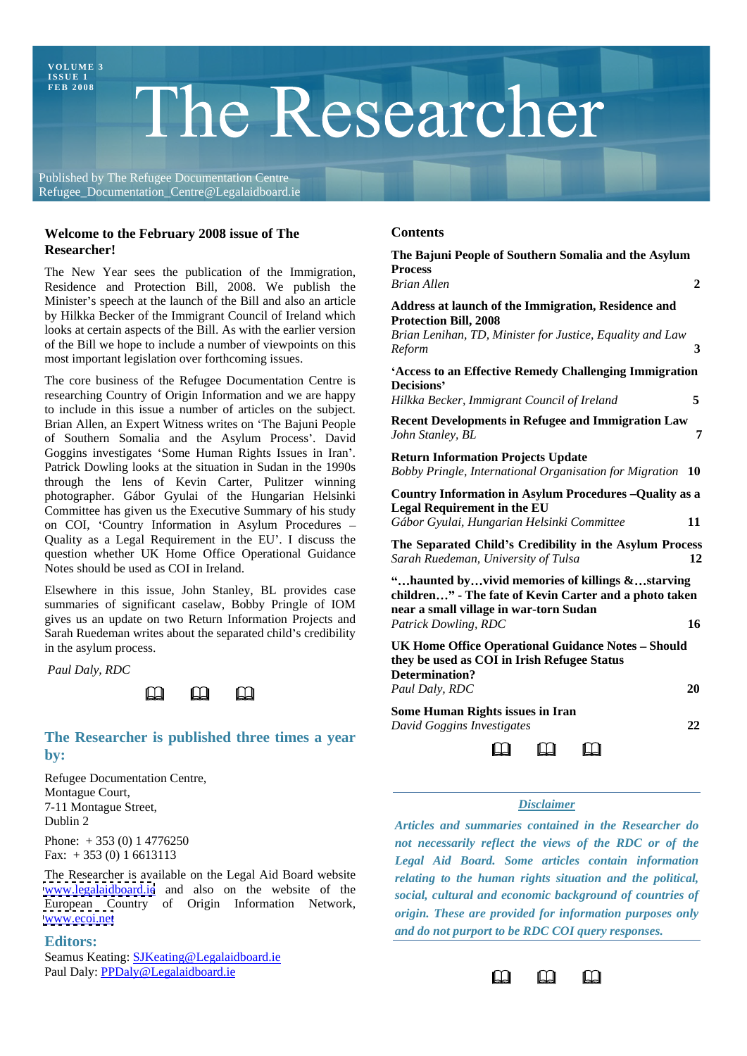VOLUME 3
ISSUE 1
FEB 2008

# The Researcher

Published by The Refugee Documentation Centre
Refugee_Documentation_Centre@Legalaidboard.ie

## Welcome to the February 2008 issue of The Researcher!

The New Year sees the publication of the Immigration, Residence and Protection Bill, 2008. We publish the Minister's speech at the launch of the Bill and also an article by Hilkka Becker of the Immigrant Council of Ireland which looks at certain aspects of the Bill. As with the earlier version of the Bill we hope to include a number of viewpoints on this most important legislation over forthcoming issues.

The core business of the Refugee Documentation Centre is researching Country of Origin Information and we are happy to include in this issue a number of articles on the subject. Brian Allen, an Expert Witness writes on 'The Bajuni People of Southern Somalia and the Asylum Process'. David Goggins investigates 'Some Human Rights Issues in Iran'. Patrick Dowling looks at the situation in Sudan in the 1990s through the lens of Kevin Carter, Pulitzer winning photographer. Gábor Gyulai of the Hungarian Helsinki Committee has given us the Executive Summary of his study on COI, 'Country Information in Asylum Procedures – Quality as a Legal Requirement in the EU'. I discuss the question whether UK Home Office Operational Guidance Notes should be used as COI in Ireland.

Elsewhere in this issue, John Stanley, BL provides case summaries of significant caselaw, Bobby Pringle of IOM gives us an update on two Return Information Projects and Sarah Ruedeman writes about the separated child's credibility in the asylum process.

*Paul Daly, RDC*

🕮 🕮 🕮

### The Researcher is published three times a year by:

Refugee Documentation Centre,
Montague Court,
7-11 Montague Street,
Dublin 2

Phone: + 353 (0) 1 4776250
Fax: + 353 (0) 1 6613113

The Researcher is available on the Legal Aid Board website www.legalaidboard.ie and also on the website of the European Country of Origin Information Network, www.ecoi.net

### Editors:

Seamus Keating: SJKeating@Legalaidboard.ie
Paul Daly: PPDaly@Legalaidboard.ie

## Contents

**The Bajuni People of Southern Somalia and the Asylum Process**
*Brian Allen* — 2

**Address at launch of the Immigration, Residence and Protection Bill, 2008**
*Brian Lenihan, TD, Minister for Justice, Equality and Law Reform* — 3

**'Access to an Effective Remedy Challenging Immigration Decisions'**
*Hilkka Becker, Immigrant Council of Ireland* — 5

**Recent Developments in Refugee and Immigration Law**
*John Stanley, BL* — 7

**Return Information Projects Update**
*Bobby Pringle, International Organisation for Migration* — 10

**Country Information in Asylum Procedures –Quality as a Legal Requirement in the EU**
*Gábor Gyulai, Hungarian Helsinki Committee* — 11

**The Separated Child's Credibility in the Asylum Process**
*Sarah Ruedeman, University of Tulsa* — 12

**"…haunted by…vivid memories of killings &…starving children…" - The fate of Kevin Carter and a photo taken near a small village in war-torn Sudan**
*Patrick Dowling, RDC* — 16

**UK Home Office Operational Guidance Notes – Should they be used as COI in Irish Refugee Status Determination?**
*Paul Daly, RDC* — 20

**Some Human Rights issues in Iran**
*David Goggins Investigates* — 22

🕮 🕮 🕮

***Disclaimer***

***Articles and summaries contained in the Researcher do not necessarily reflect the views of the RDC or of the Legal Aid Board. Some articles contain information relating to the human rights situation and the political, social, cultural and economic background of countries of origin. These are provided for information purposes only and do not purport to be RDC COI query responses.***

🕮 🕮 🕮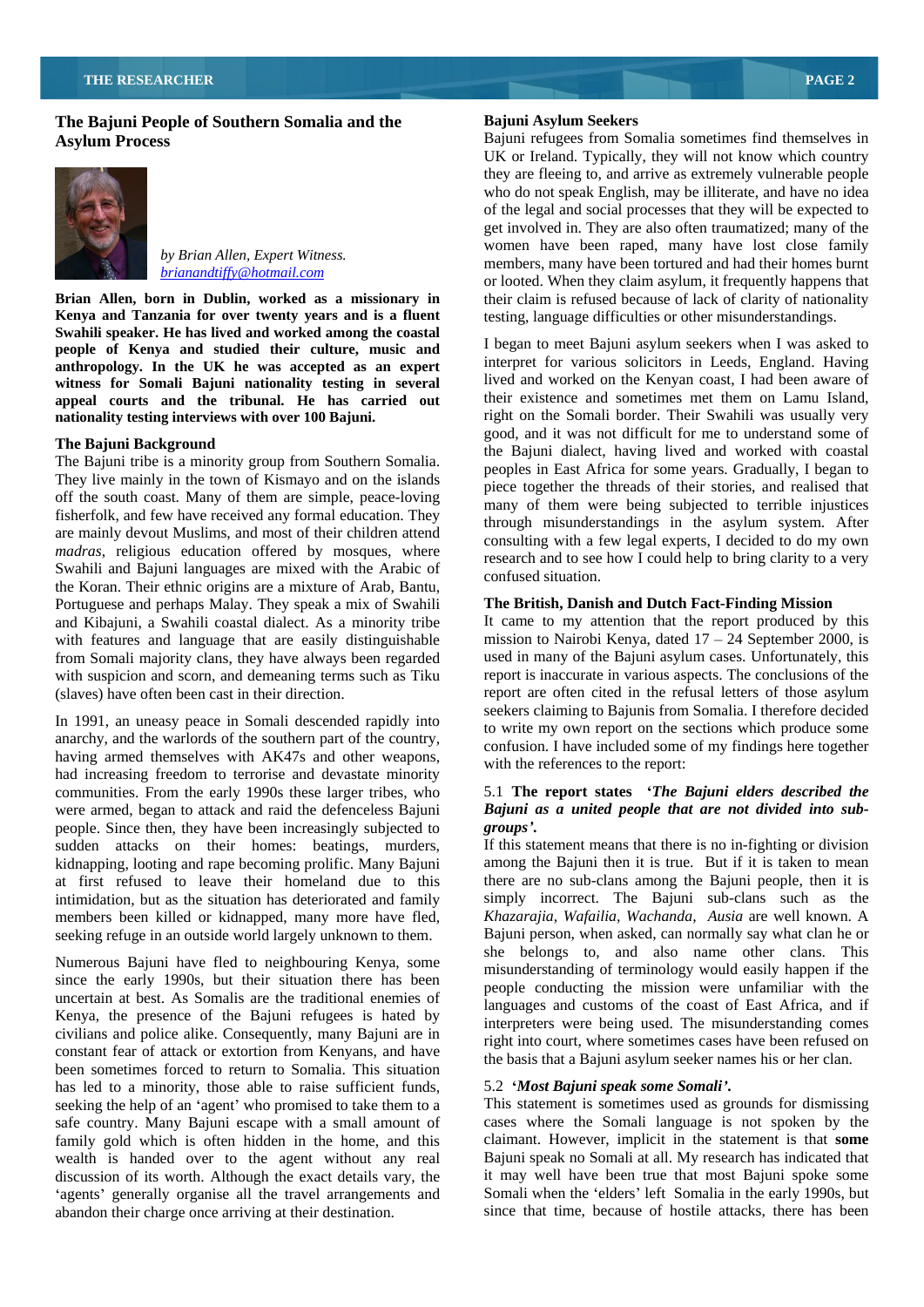## The Bajuni People of Southern Somalia and the Asylum Process

*by Brian Allen, Expert Witness.*
*brianandtiffy@hotmail.com*

**Brian Allen, born in Dublin, worked as a missionary in Kenya and Tanzania for over twenty years and is a fluent Swahili speaker. He has lived and worked among the coastal people of Kenya and studied their culture, music and anthropology. In the UK he was accepted as an expert witness for Somali Bajuni nationality testing in several appeal courts and the tribunal. He has carried out nationality testing interviews with over 100 Bajuni.**

### The Bajuni Background

The Bajuni tribe is a minority group from Southern Somalia. They live mainly in the town of Kismayo and on the islands off the south coast. Many of them are simple, peace-loving fisherfolk, and few have received any formal education. They are mainly devout Muslims, and most of their children attend *madras*, religious education offered by mosques, where Swahili and Bajuni languages are mixed with the Arabic of the Koran. Their ethnic origins are a mixture of Arab, Bantu, Portuguese and perhaps Malay. They speak a mix of Swahili and Kibajuni, a Swahili coastal dialect. As a minority tribe with features and language that are easily distinguishable from Somali majority clans, they have always been regarded with suspicion and scorn, and demeaning terms such as Tiku (slaves) have often been cast in their direction.

In 1991, an uneasy peace in Somali descended rapidly into anarchy, and the warlords of the southern part of the country, having armed themselves with AK47s and other weapons, had increasing freedom to terrorise and devastate minority communities. From the early 1990s these larger tribes, who were armed, began to attack and raid the defenceless Bajuni people. Since then, they have been increasingly subjected to sudden attacks on their homes: beatings, murders, kidnapping, looting and rape becoming prolific. Many Bajuni at first refused to leave their homeland due to this intimidation, but as the situation has deteriorated and family members been killed or kidnapped, many more have fled, seeking refuge in an outside world largely unknown to them.

Numerous Bajuni have fled to neighbouring Kenya, some since the early 1990s, but their situation there has been uncertain at best. As Somalis are the traditional enemies of Kenya, the presence of the Bajuni refugees is hated by civilians and police alike. Consequently, many Bajuni are in constant fear of attack or extortion from Kenyans, and have been sometimes forced to return to Somalia. This situation has led to a minority, those able to raise sufficient funds, seeking the help of an 'agent' who promised to take them to a safe country. Many Bajuni escape with a small amount of family gold which is often hidden in the home, and this wealth is handed over to the agent without any real discussion of its worth. Although the exact details vary, the 'agents' generally organise all the travel arrangements and abandon their charge once arriving at their destination.

### Bajuni Asylum Seekers

Bajuni refugees from Somalia sometimes find themselves in UK or Ireland. Typically, they will not know which country they are fleeing to, and arrive as extremely vulnerable people who do not speak English, may be illiterate, and have no idea of the legal and social processes that they will be expected to get involved in. They are also often traumatized; many of the women have been raped, many have lost close family members, many have been tortured and had their homes burnt or looted. When they claim asylum, it frequently happens that their claim is refused because of lack of clarity of nationality testing, language difficulties or other misunderstandings.

I began to meet Bajuni asylum seekers when I was asked to interpret for various solicitors in Leeds, England. Having lived and worked on the Kenyan coast, I had been aware of their existence and sometimes met them on Lamu Island, right on the Somali border. Their Swahili was usually very good, and it was not difficult for me to understand some of the Bajuni dialect, having lived and worked with coastal peoples in East Africa for some years. Gradually, I began to piece together the threads of their stories, and realised that many of them were being subjected to terrible injustices through misunderstandings in the asylum system. After consulting with a few legal experts, I decided to do my own research and to see how I could help to bring clarity to a very confused situation.

### The British, Danish and Dutch Fact-Finding Mission

It came to my attention that the report produced by this mission to Nairobi Kenya, dated 17 – 24 September 2000, is used in many of the Bajuni asylum cases. Unfortunately, this report is inaccurate in various aspects. The conclusions of the report are often cited in the refusal letters of those asylum seekers claiming to Bajunis from Somalia. I therefore decided to write my own report on the sections which produce some confusion. I have included some of my findings here together with the references to the report:

5.1 **The report states** ***'The Bajuni elders described the Bajuni as a united people that are not divided into sub-groups'.***

If this statement means that there is no in-fighting or division among the Bajuni then it is true. But if it is taken to mean there are no sub-clans among the Bajuni people, then it is simply incorrect. The Bajuni sub-clans such as the *Khazarajia, Wafailia, Wachanda, Ausia* are well known. A Bajuni person, when asked, can normally say what clan he or she belongs to, and also name other clans. This misunderstanding of terminology would easily happen if the people conducting the mission were unfamiliar with the languages and customs of the coast of East Africa, and if interpreters were being used. The misunderstanding comes right into court, where sometimes cases have been refused on the basis that a Bajuni asylum seeker names his or her clan.

5.2 ***'Most Bajuni speak some Somali'.***

This statement is sometimes used as grounds for dismissing cases where the Somali language is not spoken by the claimant. However, implicit in the statement is that **some** Bajuni speak no Somali at all. My research has indicated that it may well have been true that most Bajuni spoke some Somali when the 'elders' left Somalia in the early 1990s, but since that time, because of hostile attacks, there has been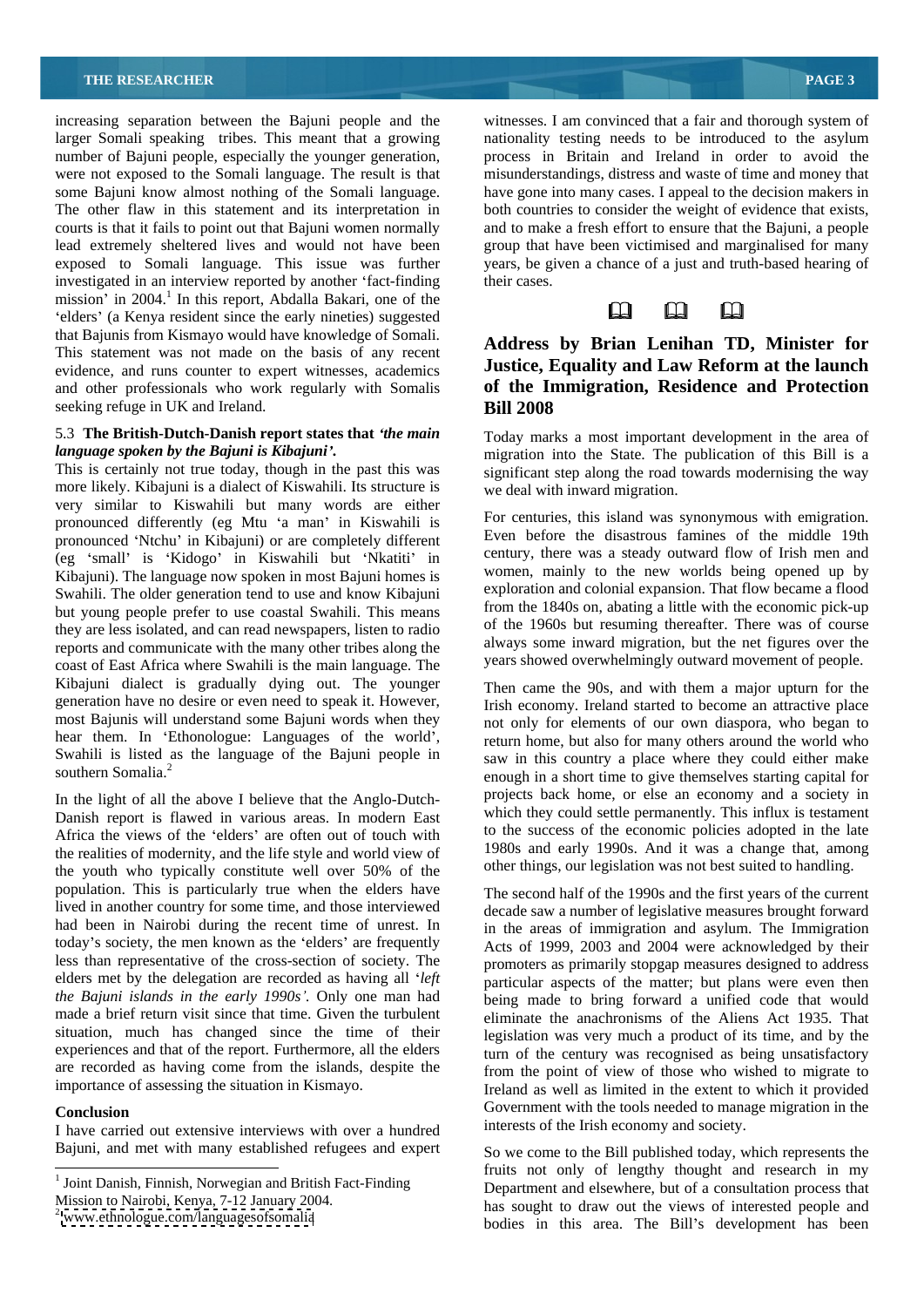increasing separation between the Bajuni people and the larger Somali speaking tribes. This meant that a growing number of Bajuni people, especially the younger generation, were not exposed to the Somali language. The result is that some Bajuni know almost nothing of the Somali language. The other flaw in this statement and its interpretation in courts is that it fails to point out that Bajuni women normally lead extremely sheltered lives and would not have been exposed to Somali language. This issue was further investigated in an interview reported by another 'fact-finding mission' in 2004.[1] In this report, Abdalla Bakari, one of the 'elders' (a Kenya resident since the early nineties) suggested that Bajunis from Kismayo would have knowledge of Somali. This statement was not made on the basis of any recent evidence, and runs counter to expert witnesses, academics and other professionals who work regularly with Somalis seeking refuge in UK and Ireland.

5.3 **The British-Dutch-Danish report states that** ***'the main language spoken by the Bajuni is Kibajuni'.***

This is certainly not true today, though in the past this was more likely. Kibajuni is a dialect of Kiswahili. Its structure is very similar to Kiswahili but many words are either pronounced differently (eg Mtu 'a man' in Kiswahili is pronounced 'Ntchu' in Kibajuni) or are completely different (eg 'small' is 'Kidogo' in Kiswahili but 'Nkatiti' in Kibajuni). The language now spoken in most Bajuni homes is Swahili. The older generation tend to use and know Kibajuni but young people prefer to use coastal Swahili. This means they are less isolated, and can read newspapers, listen to radio reports and communicate with the many other tribes along the coast of East Africa where Swahili is the main language. The Kibajuni dialect is gradually dying out. The younger generation have no desire or even need to speak it. However, most Bajunis will understand some Bajuni words when they hear them. In 'Ethonologue: Languages of the world', Swahili is listed as the language of the Bajuni people in southern Somalia.[2]

In the light of all the above I believe that the Anglo-Dutch-Danish report is flawed in various areas. In modern East Africa the views of the 'elders' are often out of touch with the realities of modernity, and the life style and world view of the youth who typically constitute well over 50% of the population. This is particularly true when the elders have lived in another country for some time, and those interviewed had been in Nairobi during the recent time of unrest. In today's society, the men known as the 'elders' are frequently less than representative of the cross-section of society. The elders met by the delegation are recorded as having all '*left the Bajuni islands in the early 1990s'.* Only one man had made a brief return visit since that time. Given the turbulent situation, much has changed since the time of their experiences and that of the report. Furthermore, all the elders are recorded as having come from the islands, despite the importance of assessing the situation in Kismayo.

**Conclusion**

I have carried out extensive interviews with over a hundred Bajuni, and met with many established refugees and expert witnesses. I am convinced that a fair and thorough system of nationality testing needs to be introduced to the asylum process in Britain and Ireland in order to avoid the misunderstandings, distress and waste of time and money that have gone into many cases. I appeal to the decision makers in both countries to consider the weight of evidence that exists, and to make a fresh effort to ensure that the Bajuni, a people group that have been victimised and marginalised for many years, be given a chance of a just and truth-based hearing of their cases.

[1] Joint Danish, Finnish, Norwegian and British Fact-Finding Mission to Nairobi, Kenya, 7-12 January 2004.

[2] www.ethnologue.com/languagesofsomalia

## Address by Brian Lenihan TD, Minister for Justice, Equality and Law Reform at the launch of the Immigration, Residence and Protection Bill 2008

Today marks a most important development in the area of migration into the State. The publication of this Bill is a significant step along the road towards modernising the way we deal with inward migration.

For centuries, this island was synonymous with emigration. Even before the disastrous famines of the middle 19th century, there was a steady outward flow of Irish men and women, mainly to the new worlds being opened up by exploration and colonial expansion. That flow became a flood from the 1840s on, abating a little with the economic pick-up of the 1960s but resuming thereafter. There was of course always some inward migration, but the net figures over the years showed overwhelmingly outward movement of people.

Then came the 90s, and with them a major upturn for the Irish economy. Ireland started to become an attractive place not only for elements of our own diaspora, who began to return home, but also for many others around the world who saw in this country a place where they could either make enough in a short time to give themselves starting capital for projects back home, or else an economy and a society in which they could settle permanently. This influx is testament to the success of the economic policies adopted in the late 1980s and early 1990s. And it was a change that, among other things, our legislation was not best suited to handling.

The second half of the 1990s and the first years of the current decade saw a number of legislative measures brought forward in the areas of immigration and asylum. The Immigration Acts of 1999, 2003 and 2004 were acknowledged by their promoters as primarily stopgap measures designed to address particular aspects of the matter; but plans were even then being made to bring forward a unified code that would eliminate the anachronisms of the Aliens Act 1935. That legislation was very much a product of its time, and by the turn of the century was recognised as being unsatisfactory from the point of view of those who wished to migrate to Ireland as well as limited in the extent to which it provided Government with the tools needed to manage migration in the interests of the Irish economy and society.

So we come to the Bill published today, which represents the fruits not only of lengthy thought and research in my Department and elsewhere, but of a consultation process that has sought to draw out the views of interested people and bodies in this area. The Bill's development has been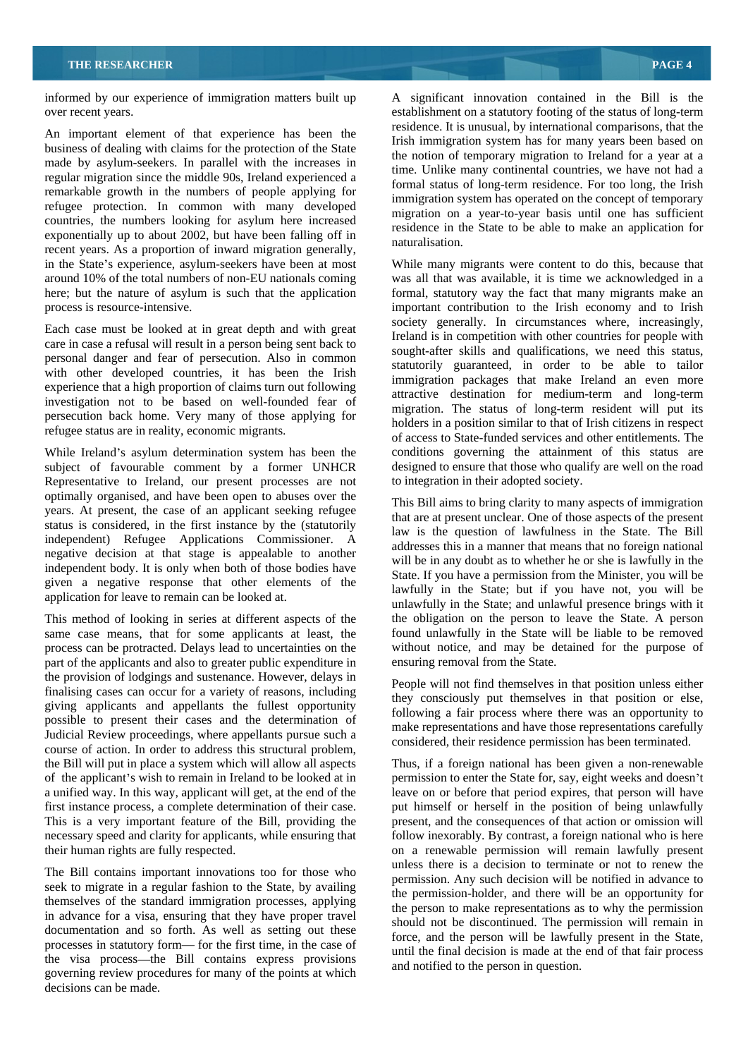informed by our experience of immigration matters built up over recent years.

An important element of that experience has been the business of dealing with claims for the protection of the State made by asylum-seekers. In parallel with the increases in regular migration since the middle 90s, Ireland experienced a remarkable growth in the numbers of people applying for refugee protection. In common with many developed countries, the numbers looking for asylum here increased exponentially up to about 2002, but have been falling off in recent years. As a proportion of inward migration generally, in the State's experience, asylum-seekers have been at most around 10% of the total numbers of non-EU nationals coming here; but the nature of asylum is such that the application process is resource-intensive.

Each case must be looked at in great depth and with great care in case a refusal will result in a person being sent back to personal danger and fear of persecution. Also in common with other developed countries, it has been the Irish experience that a high proportion of claims turn out following investigation not to be based on well-founded fear of persecution back home. Very many of those applying for refugee status are in reality, economic migrants.

While Ireland's asylum determination system has been the subject of favourable comment by a former UNHCR Representative to Ireland, our present processes are not optimally organised, and have been open to abuses over the years. At present, the case of an applicant seeking refugee status is considered, in the first instance by the (statutorily independent) Refugee Applications Commissioner. A negative decision at that stage is appealable to another independent body. It is only when both of those bodies have given a negative response that other elements of the application for leave to remain can be looked at.

This method of looking in series at different aspects of the same case means, that for some applicants at least, the process can be protracted. Delays lead to uncertainties on the part of the applicants and also to greater public expenditure in the provision of lodgings and sustenance. However, delays in finalising cases can occur for a variety of reasons, including giving applicants and appellants the fullest opportunity possible to present their cases and the determination of Judicial Review proceedings, where appellants pursue such a course of action. In order to address this structural problem, the Bill will put in place a system which will allow all aspects of the applicant's wish to remain in Ireland to be looked at in a unified way. In this way, applicant will get, at the end of the first instance process, a complete determination of their case. This is a very important feature of the Bill, providing the necessary speed and clarity for applicants, while ensuring that their human rights are fully respected.

The Bill contains important innovations too for those who seek to migrate in a regular fashion to the State, by availing themselves of the standard immigration processes, applying in advance for a visa, ensuring that they have proper travel documentation and so forth. As well as setting out these processes in statutory form— for the first time, in the case of the visa process—the Bill contains express provisions governing review procedures for many of the points at which decisions can be made.

A significant innovation contained in the Bill is the establishment on a statutory footing of the status of long-term residence. It is unusual, by international comparisons, that the Irish immigration system has for many years been based on the notion of temporary migration to Ireland for a year at a time. Unlike many continental countries, we have not had a formal status of long-term residence. For too long, the Irish immigration system has operated on the concept of temporary migration on a year-to-year basis until one has sufficient residence in the State to be able to make an application for naturalisation.

While many migrants were content to do this, because that was all that was available, it is time we acknowledged in a formal, statutory way the fact that many migrants make an important contribution to the Irish economy and to Irish society generally. In circumstances where, increasingly, Ireland is in competition with other countries for people with sought-after skills and qualifications, we need this status, statutorily guaranteed, in order to be able to tailor immigration packages that make Ireland an even more attractive destination for medium-term and long-term migration. The status of long-term resident will put its holders in a position similar to that of Irish citizens in respect of access to State-funded services and other entitlements. The conditions governing the attainment of this status are designed to ensure that those who qualify are well on the road to integration in their adopted society.

This Bill aims to bring clarity to many aspects of immigration that are at present unclear. One of those aspects of the present law is the question of lawfulness in the State. The Bill addresses this in a manner that means that no foreign national will be in any doubt as to whether he or she is lawfully in the State. If you have a permission from the Minister, you will be lawfully in the State; but if you have not, you will be unlawfully in the State; and unlawful presence brings with it the obligation on the person to leave the State. A person found unlawfully in the State will be liable to be removed without notice, and may be detained for the purpose of ensuring removal from the State.

People will not find themselves in that position unless either they consciously put themselves in that position or else, following a fair process where there was an opportunity to make representations and have those representations carefully considered, their residence permission has been terminated.

Thus, if a foreign national has been given a non-renewable permission to enter the State for, say, eight weeks and doesn't leave on or before that period expires, that person will have put himself or herself in the position of being unlawfully present, and the consequences of that action or omission will follow inexorably. By contrast, a foreign national who is here on a renewable permission will remain lawfully present unless there is a decision to terminate or not to renew the permission. Any such decision will be notified in advance to the permission-holder, and there will be an opportunity for the person to make representations as to why the permission should not be discontinued. The permission will remain in force, and the person will be lawfully present in the State, until the final decision is made at the end of that fair process and notified to the person in question.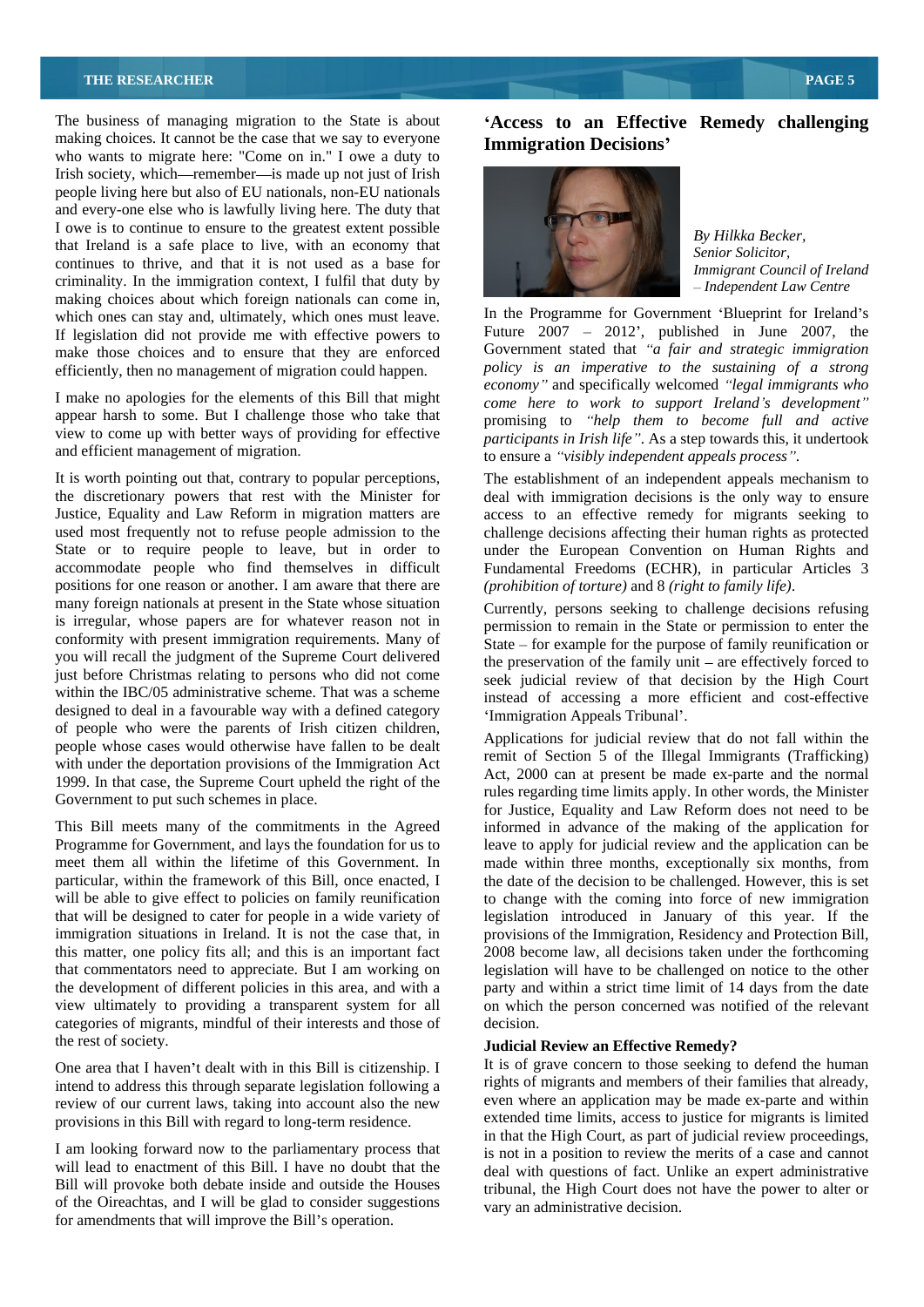The business of managing migration to the State is about making choices. It cannot be the case that we say to everyone who wants to migrate here: "Come on in." I owe a duty to Irish society, which—remember—is made up not just of Irish people living here but also of EU nationals, non-EU nationals and every-one else who is lawfully living here. The duty that I owe is to continue to ensure to the greatest extent possible that Ireland is a safe place to live, with an economy that continues to thrive, and that it is not used as a base for criminality. In the immigration context, I fulfil that duty by making choices about which foreign nationals can come in, which ones can stay and, ultimately, which ones must leave. If legislation did not provide me with effective powers to make those choices and to ensure that they are enforced efficiently, then no management of migration could happen.

I make no apologies for the elements of this Bill that might appear harsh to some. But I challenge those who take that view to come up with better ways of providing for effective and efficient management of migration.

It is worth pointing out that, contrary to popular perceptions, the discretionary powers that rest with the Minister for Justice, Equality and Law Reform in migration matters are used most frequently not to refuse people admission to the State or to require people to leave, but in order to accommodate people who find themselves in difficult positions for one reason or another. I am aware that there are many foreign nationals at present in the State whose situation is irregular, whose papers are for whatever reason not in conformity with present immigration requirements. Many of you will recall the judgment of the Supreme Court delivered just before Christmas relating to persons who did not come within the IBC/05 administrative scheme. That was a scheme designed to deal in a favourable way with a defined category of people who were the parents of Irish citizen children, people whose cases would otherwise have fallen to be dealt with under the deportation provisions of the Immigration Act 1999. In that case, the Supreme Court upheld the right of the Government to put such schemes in place.

This Bill meets many of the commitments in the Agreed Programme for Government, and lays the foundation for us to meet them all within the lifetime of this Government. In particular, within the framework of this Bill, once enacted, I will be able to give effect to policies on family reunification that will be designed to cater for people in a wide variety of immigration situations in Ireland. It is not the case that, in this matter, one policy fits all; and this is an important fact that commentators need to appreciate. But I am working on the development of different policies in this area, and with a view ultimately to providing a transparent system for all categories of migrants, mindful of their interests and those of the rest of society.

One area that I haven't dealt with in this Bill is citizenship. I intend to address this through separate legislation following a review of our current laws, taking into account also the new provisions in this Bill with regard to long-term residence.

I am looking forward now to the parliamentary process that will lead to enactment of this Bill. I have no doubt that the Bill will provoke both debate inside and outside the Houses of the Oireachtas, and I will be glad to consider suggestions for amendments that will improve the Bill's operation.

## 'Access to an Effective Remedy challenging Immigration Decisions'

*By Hilkka Becker, Senior Solicitor, Immigrant Council of Ireland – Independent Law Centre*

In the Programme for Government 'Blueprint for Ireland's Future 2007 – 2012', published in June 2007, the Government stated that *"a fair and strategic immigration policy is an imperative to the sustaining of a strong economy"* and specifically welcomed *"legal immigrants who come here to work to support Ireland's development"* promising to *"help them to become full and active participants in Irish life"*. As a step towards this, it undertook to ensure a *"visibly independent appeals process"*.

The establishment of an independent appeals mechanism to deal with immigration decisions is the only way to ensure access to an effective remedy for migrants seeking to challenge decisions affecting their human rights as protected under the European Convention on Human Rights and Fundamental Freedoms (ECHR), in particular Articles 3 *(prohibition of torture)* and 8 *(right to family life)*.

Currently, persons seeking to challenge decisions refusing permission to remain in the State or permission to enter the State – for example for the purpose of family reunification or the preservation of the family unit – are effectively forced to seek judicial review of that decision by the High Court instead of accessing a more efficient and cost-effective 'Immigration Appeals Tribunal'.

Applications for judicial review that do not fall within the remit of Section 5 of the Illegal Immigrants (Trafficking) Act, 2000 can at present be made ex-parte and the normal rules regarding time limits apply. In other words, the Minister for Justice, Equality and Law Reform does not need to be informed in advance of the making of the application for leave to apply for judicial review and the application can be made within three months, exceptionally six months, from the date of the decision to be challenged. However, this is set to change with the coming into force of new immigration legislation introduced in January of this year. If the provisions of the Immigration, Residency and Protection Bill, 2008 become law, all decisions taken under the forthcoming legislation will have to be challenged on notice to the other party and within a strict time limit of 14 days from the date on which the person concerned was notified of the relevant decision.

### Judicial Review an Effective Remedy?

It is of grave concern to those seeking to defend the human rights of migrants and members of their families that already, even where an application may be made ex-parte and within extended time limits, access to justice for migrants is limited in that the High Court, as part of judicial review proceedings, is not in a position to review the merits of a case and cannot deal with questions of fact. Unlike an expert administrative tribunal, the High Court does not have the power to alter or vary an administrative decision.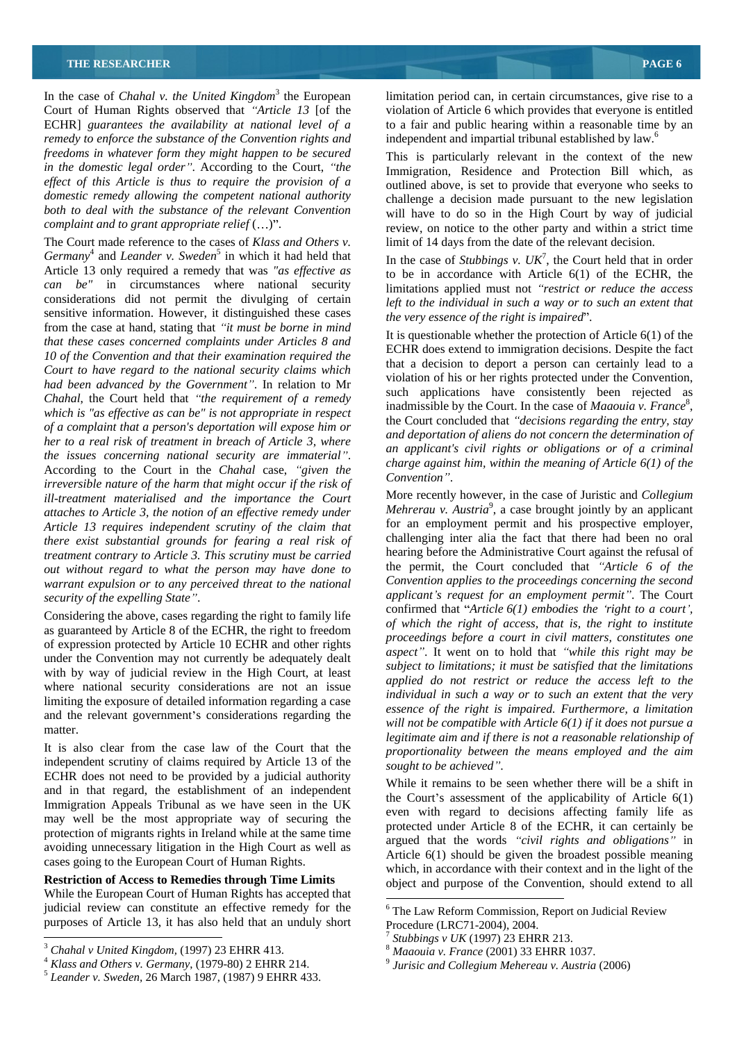In the case of *Chahal v. the United Kingdom*[3] the European Court of Human Rights observed that *"Article 13* [of the ECHR] *guarantees the availability at national level of a remedy to enforce the substance of the Convention rights and freedoms in whatever form they might happen to be secured in the domestic legal order"*. According to the Court, *"the effect of this Article is thus to require the provision of a domestic remedy allowing the competent national authority both to deal with the substance of the relevant Convention complaint and to grant appropriate relief* (…)".

The Court made reference to the cases of *Klass and Others v. Germany*[4] and *Leander v. Sweden*[5] in which it had held that Article 13 only required a remedy that was *"as effective as can be"* in circumstances where national security considerations did not permit the divulging of certain sensitive information. However, it distinguished these cases from the case at hand, stating that *"it must be borne in mind that these cases concerned complaints under Articles 8 and 10 of the Convention and that their examination required the Court to have regard to the national security claims which had been advanced by the Government"*. In relation to Mr Chahal, the Court held that *"the requirement of a remedy which is "as effective as can be" is not appropriate in respect of a complaint that a person's deportation will expose him or her to a real risk of treatment in breach of Article 3, where the issues concerning national security are immaterial"*. According to the Court in the *Chahal* case, *"given the irreversible nature of the harm that might occur if the risk of ill-treatment materialised and the importance the Court attaches to Article 3, the notion of an effective remedy under Article 13 requires independent scrutiny of the claim that there exist substantial grounds for fearing a real risk of treatment contrary to Article 3. This scrutiny must be carried out without regard to what the person may have done to warrant expulsion or to any perceived threat to the national security of the expelling State"*.

Considering the above, cases regarding the right to family life as guaranteed by Article 8 of the ECHR, the right to freedom of expression protected by Article 10 ECHR and other rights under the Convention may not currently be adequately dealt with by way of judicial review in the High Court, at least where national security considerations are not an issue limiting the exposure of detailed information regarding a case and the relevant government's considerations regarding the matter.

It is also clear from the case law of the Court that the independent scrutiny of claims required by Article 13 of the ECHR does not need to be provided by a judicial authority and in that regard, the establishment of an independent Immigration Appeals Tribunal as we have seen in the UK may well be the most appropriate way of securing the protection of migrants rights in Ireland while at the same time avoiding unnecessary litigation in the High Court as well as cases going to the European Court of Human Rights.

**Restriction of Access to Remedies through Time Limits**

While the European Court of Human Rights has accepted that judicial review can constitute an effective remedy for the purposes of Article 13, it has also held that an unduly short limitation period can, in certain circumstances, give rise to a violation of Article 6 which provides that everyone is entitled to a fair and public hearing within a reasonable time by an independent and impartial tribunal established by law.[6]

This is particularly relevant in the context of the new Immigration, Residence and Protection Bill which, as outlined above, is set to provide that everyone who seeks to challenge a decision made pursuant to the new legislation will have to do so in the High Court by way of judicial review, on notice to the other party and within a strict time limit of 14 days from the date of the relevant decision.

In the case of *Stubbings v. UK*[7], the Court held that in order to be in accordance with Article 6(1) of the ECHR, the limitations applied must not *"restrict or reduce the access left to the individual in such a way or to such an extent that the very essence of the right is impaired*".

It is questionable whether the protection of Article 6(1) of the ECHR does extend to immigration decisions. Despite the fact that a decision to deport a person can certainly lead to a violation of his or her rights protected under the Convention, such applications have consistently been rejected as inadmissible by the Court. In the case of *Maaouia v. France*[8], the Court concluded that *"decisions regarding the entry, stay and deportation of aliens do not concern the determination of an applicant's civil rights or obligations or of a criminal charge against him, within the meaning of Article 6(1) of the Convention"*.

More recently however, in the case of Juristic and *Collegium Mehrerau v. Austria*[9], a case brought jointly by an applicant for an employment permit and his prospective employer, challenging inter alia the fact that there had been no oral hearing before the Administrative Court against the refusal of the permit, the Court concluded that *"Article 6 of the Convention applies to the proceedings concerning the second applicant's request for an employment permit"*. The Court confirmed that "*Article 6(1) embodies the 'right to a court', of which the right of access, that is, the right to institute proceedings before a court in civil matters, constitutes one aspect"*. It went on to hold that *"while this right may be subject to limitations; it must be satisfied that the limitations applied do not restrict or reduce the access left to the individual in such a way or to such an extent that the very essence of the right is impaired. Furthermore, a limitation will not be compatible with Article 6(1) if it does not pursue a legitimate aim and if there is not a reasonable relationship of proportionality between the means employed and the aim sought to be achieved"*.

While it remains to be seen whether there will be a shift in the Court's assessment of the applicability of Article 6(1) even with regard to decisions affecting family life as protected under Article 8 of the ECHR, it can certainly be argued that the words *"civil rights and obligations"* in Article 6(1) should be given the broadest possible meaning which, in accordance with their context and in the light of the object and purpose of the Convention, should extend to all

---

[3] *Chahal v United Kingdom,* (1997) 23 EHRR 413.

[4] *Klass and Others v. Germany*, (1979-80) 2 EHRR 214.

[5] *Leander v. Sweden,* 26 March 1987, (1987) 9 EHRR 433.

[6] The Law Reform Commission, Report on Judicial Review Procedure (LRC71-2004), 2004.

[7] *Stubbings v UK* (1997) 23 EHRR 213.

[8] *Maaouia v. France* (2001) 33 EHRR 1037.

[9] *Jurisic and Collegium Mehereau v. Austria* (2006)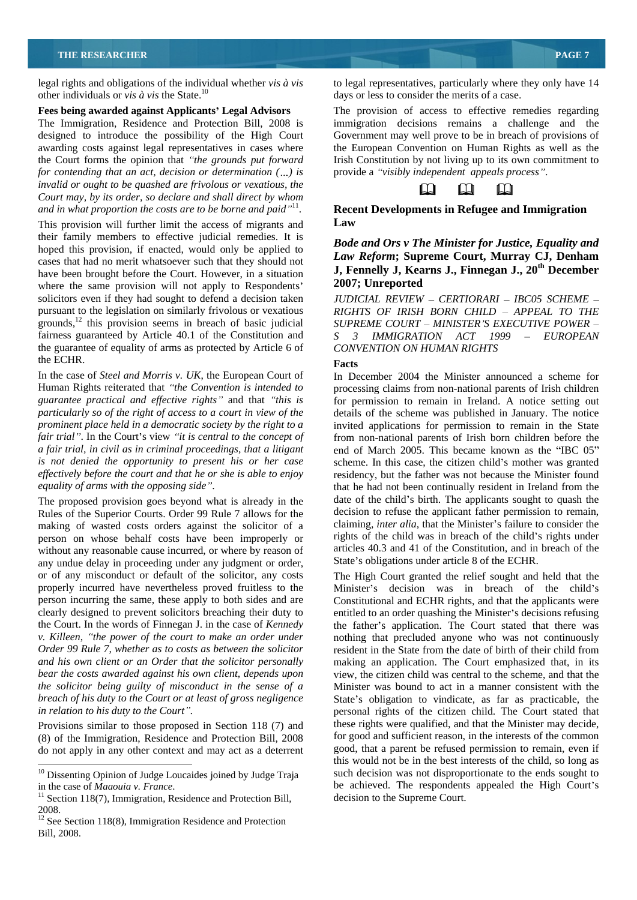legal rights and obligations of the individual whether *vis à vis* other individuals or *vis à vis* the State.[10]

**Fees being awarded against Applicants' Legal Advisors**

The Immigration, Residence and Protection Bill, 2008 is designed to introduce the possibility of the High Court awarding costs against legal representatives in cases where the Court forms the opinion that *"the grounds put forward for contending that an act, decision or determination (...) is invalid or ought to be quashed are frivolous or vexatious, the Court may, by its order, so declare and shall direct by whom and in what proportion the costs are to be borne and paid"*[11].

This provision will further limit the access of migrants and their family members to effective judicial remedies. It is hoped this provision, if enacted, would only be applied to cases that had no merit whatsoever such that they should not have been brought before the Court. However, in a situation where the same provision will not apply to Respondents' solicitors even if they had sought to defend a decision taken pursuant to the legislation on similarly frivolous or vexatious grounds,[12] this provision seems in breach of basic judicial fairness guaranteed by Article 40.1 of the Constitution and the guarantee of equality of arms as protected by Article 6 of the ECHR.

In the case of *Steel and Morris v. UK*, the European Court of Human Rights reiterated that *"the Convention is intended to guarantee practical and effective rights"* and that *"this is particularly so of the right of access to a court in view of the prominent place held in a democratic society by the right to a fair trial"*. In the Court's view *"it is central to the concept of a fair trial, in civil as in criminal proceedings, that a litigant is not denied the opportunity to present his or her case effectively before the court and that he or she is able to enjoy equality of arms with the opposing side"*.

The proposed provision goes beyond what is already in the Rules of the Superior Courts. Order 99 Rule 7 allows for the making of wasted costs orders against the solicitor of a person on whose behalf costs have been improperly or without any reasonable cause incurred, or where by reason of any undue delay in proceeding under any judgment or order, or of any misconduct or default of the solicitor, any costs properly incurred have nevertheless proved fruitless to the person incurring the same, these apply to both sides and are clearly designed to prevent solicitors breaching their duty to the Court. In the words of Finnegan J. in the case of *Kennedy v. Killeen*, *"the power of the court to make an order under Order 99 Rule 7, whether as to costs as between the solicitor and his own client or an Order that the solicitor personally bear the costs awarded against his own client, depends upon the solicitor being guilty of misconduct in the sense of a breach of his duty to the Court or at least of gross negligence in relation to his duty to the Court"*.

Provisions similar to those proposed in Section 118 (7) and (8) of the Immigration, Residence and Protection Bill, 2008 do not apply in any other context and may act as a deterrent to legal representatives, particularly where they only have 14 days or less to consider the merits of a case.

The provision of access to effective remedies regarding immigration decisions remains a challenge and the Government may well prove to be in breach of provisions of the European Convention on Human Rights as well as the Irish Constitution by not living up to its own commitment to provide a *"visibly independent appeals process"*.

## Recent Developments in Refugee and Immigration Law

### *Bode and Ors v The Minister for Justice, Equality and Law Reform*; Supreme Court, Murray CJ, Denham J, Fennelly J, Kearns J., Finnegan J., 20th December 2007; Unreported

*JUDICIAL REVIEW – CERTIORARI – IBC05 SCHEME – RIGHTS OF IRISH BORN CHILD – APPEAL TO THE SUPREME COURT – MINISTER'S EXECUTIVE POWER – S 3 IMMIGRATION ACT 1999 – EUROPEAN CONVENTION ON HUMAN RIGHTS*

**Facts**

In December 2004 the Minister announced a scheme for processing claims from non-national parents of Irish children for permission to remain in Ireland. A notice setting out details of the scheme was published in January. The notice invited applications for permission to remain in the State from non-national parents of Irish born children before the end of March 2005. This became known as the "IBC 05" scheme. In this case, the citizen child's mother was granted residency, but the father was not because the Minister found that he had not been continually resident in Ireland from the date of the child's birth. The applicants sought to quash the decision to refuse the applicant father permission to remain, claiming, *inter alia*, that the Minister's failure to consider the rights of the child was in breach of the child's rights under articles 40.3 and 41 of the Constitution, and in breach of the State's obligations under article 8 of the ECHR.

The High Court granted the relief sought and held that the Minister's decision was in breach of the child's Constitutional and ECHR rights, and that the applicants were entitled to an order quashing the Minister's decisions refusing the father's application. The Court stated that there was nothing that precluded anyone who was not continuously resident in the State from the date of birth of their child from making an application. The Court emphasized that, in its view, the citizen child was central to the scheme, and that the Minister was bound to act in a manner consistent with the State's obligation to vindicate, as far as practicable, the personal rights of the citizen child. The Court stated that these rights were qualified, and that the Minister may decide, for good and sufficient reason, in the interests of the common good, that a parent be refused permission to remain, even if this would not be in the best interests of the child, so long as such decision was not disproportionate to the ends sought to be achieved. The respondents appealed the High Court's decision to the Supreme Court.

---

[10] Dissenting Opinion of Judge Loucaides joined by Judge Traja in the case of *Maaouia v. France*.

[11] Section 118(7), Immigration, Residence and Protection Bill, 2008.

[12] See Section 118(8), Immigration Residence and Protection Bill, 2008.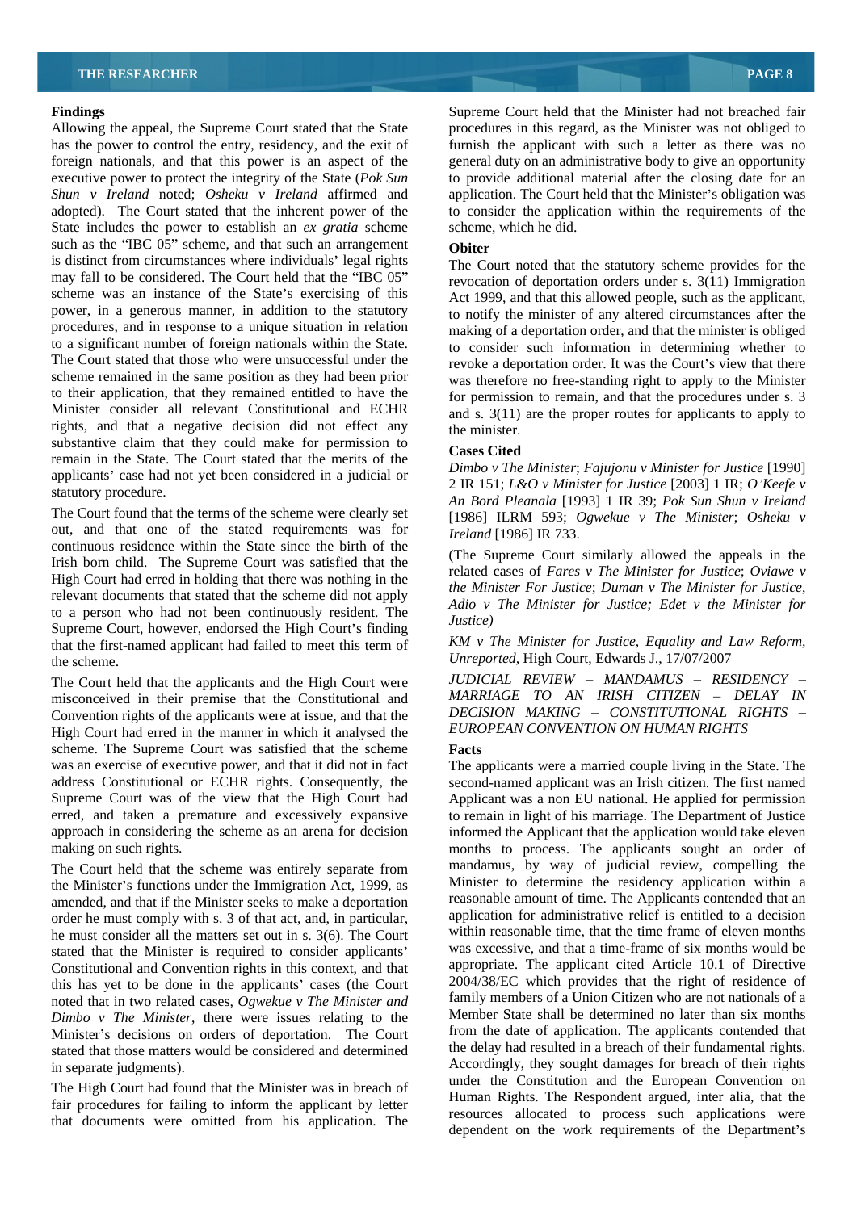### Findings

Allowing the appeal, the Supreme Court stated that the State has the power to control the entry, residency, and the exit of foreign nationals, and that this power is an aspect of the executive power to protect the integrity of the State (*Pok Sun Shun v Ireland* noted; *Osheku v Ireland* affirmed and adopted). The Court stated that the inherent power of the State includes the power to establish an *ex gratia* scheme such as the "IBC 05" scheme, and that such an arrangement is distinct from circumstances where individuals' legal rights may fall to be considered. The Court held that the "IBC 05" scheme was an instance of the State's exercising of this power, in a generous manner, in addition to the statutory procedures, and in response to a unique situation in relation to a significant number of foreign nationals within the State. The Court stated that those who were unsuccessful under the scheme remained in the same position as they had been prior to their application, that they remained entitled to have the Minister consider all relevant Constitutional and ECHR rights, and that a negative decision did not effect any substantive claim that they could make for permission to remain in the State. The Court stated that the merits of the applicants' case had not yet been considered in a judicial or statutory procedure.

The Court found that the terms of the scheme were clearly set out, and that one of the stated requirements was for continuous residence within the State since the birth of the Irish born child. The Supreme Court was satisfied that the High Court had erred in holding that there was nothing in the relevant documents that stated that the scheme did not apply to a person who had not been continuously resident. The Supreme Court, however, endorsed the High Court's finding that the first-named applicant had failed to meet this term of the scheme.

The Court held that the applicants and the High Court were misconceived in their premise that the Constitutional and Convention rights of the applicants were at issue, and that the High Court had erred in the manner in which it analysed the scheme. The Supreme Court was satisfied that the scheme was an exercise of executive power, and that it did not in fact address Constitutional or ECHR rights. Consequently, the Supreme Court was of the view that the High Court had erred, and taken a premature and excessively expansive approach in considering the scheme as an arena for decision making on such rights.

The Court held that the scheme was entirely separate from the Minister's functions under the Immigration Act, 1999, as amended, and that if the Minister seeks to make a deportation order he must comply with s. 3 of that act, and, in particular, he must consider all the matters set out in s. 3(6). The Court stated that the Minister is required to consider applicants' Constitutional and Convention rights in this context, and that this has yet to be done in the applicants' cases (the Court noted that in two related cases, *Ogwekue v The Minister and Dimbo v The Minister*, there were issues relating to the Minister's decisions on orders of deportation. The Court stated that those matters would be considered and determined in separate judgments).

The High Court had found that the Minister was in breach of fair procedures for failing to inform the applicant by letter that documents were omitted from his application. The Supreme Court held that the Minister had not breached fair procedures in this regard, as the Minister was not obliged to furnish the applicant with such a letter as there was no general duty on an administrative body to give an opportunity to provide additional material after the closing date for an application. The Court held that the Minister's obligation was to consider the application within the requirements of the scheme, which he did.

### Obiter

The Court noted that the statutory scheme provides for the revocation of deportation orders under s. 3(11) Immigration Act 1999, and that this allowed people, such as the applicant, to notify the minister of any altered circumstances after the making of a deportation order, and that the minister is obliged to consider such information in determining whether to revoke a deportation order. It was the Court's view that there was therefore no free-standing right to apply to the Minister for permission to remain, and that the procedures under s. 3 and s. 3(11) are the proper routes for applicants to apply to the minister.

### Cases Cited

*Dimbo v The Minister*; *Fajujonu v Minister for Justice* [1990] 2 IR 151; *L&O v Minister for Justice* [2003] 1 IR; *O'Keefe v An Bord Pleanala* [1993] 1 IR 39; *Pok Sun Shun v Ireland* [1986] ILRM 593; *Ogwekue v The Minister*; *Osheku v Ireland* [1986] IR 733.

(The Supreme Court similarly allowed the appeals in the related cases of *Fares v The Minister for Justice*; *Oviawe v the Minister For Justice*; *Duman v The Minister for Justice, Adio v The Minister for Justice; Edet v the Minister for Justice*)

*KM v The Minister for Justice, Equality and Law Reform, Unreported,* High Court, Edwards J., 17/07/2007

*JUDICIAL REVIEW – MANDAMUS – RESIDENCY – MARRIAGE TO AN IRISH CITIZEN – DELAY IN DECISION MAKING – CONSTITUTIONAL RIGHTS – EUROPEAN CONVENTION ON HUMAN RIGHTS*

### Facts

The applicants were a married couple living in the State. The second-named applicant was an Irish citizen. The first named Applicant was a non EU national. He applied for permission to remain in light of his marriage. The Department of Justice informed the Applicant that the application would take eleven months to process. The applicants sought an order of mandamus, by way of judicial review, compelling the Minister to determine the residency application within a reasonable amount of time. The Applicants contended that an application for administrative relief is entitled to a decision within reasonable time, that the time frame of eleven months was excessive, and that a time-frame of six months would be appropriate. The applicant cited Article 10.1 of Directive 2004/38/EC which provides that the right of residence of family members of a Union Citizen who are not nationals of a Member State shall be determined no later than six months from the date of application. The applicants contended that the delay had resulted in a breach of their fundamental rights. Accordingly, they sought damages for breach of their rights under the Constitution and the European Convention on Human Rights. The Respondent argued, inter alia, that the resources allocated to process such applications were dependent on the work requirements of the Department's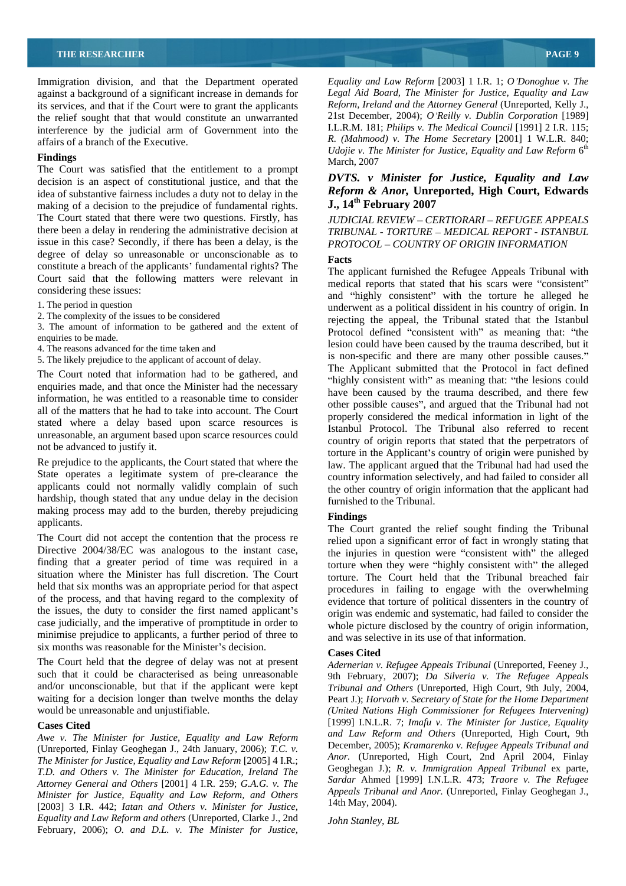Immigration division, and that the Department operated against a background of a significant increase in demands for its services, and that if the Court were to grant the applicants the relief sought that that would constitute an unwarranted interference by the judicial arm of Government into the affairs of a branch of the Executive.

### Findings

The Court was satisfied that the entitlement to a prompt decision is an aspect of constitutional justice, and that the idea of substantive fairness includes a duty not to delay in the making of a decision to the prejudice of fundamental rights. The Court stated that there were two questions. Firstly, has there been a delay in rendering the administrative decision at issue in this case? Secondly, if there has been a delay, is the degree of delay so unreasonable or unconscionable as to constitute a breach of the applicants' fundamental rights? The Court said that the following matters were relevant in considering these issues:

1. The period in question
2. The complexity of the issues to be considered
3. The amount of information to be gathered and the extent of enquiries to be made.
4. The reasons advanced for the time taken and
5. The likely prejudice to the applicant of account of delay.

The Court noted that information had to be gathered, and enquiries made, and that once the Minister had the necessary information, he was entitled to a reasonable time to consider all of the matters that he had to take into account. The Court stated where a delay based upon scarce resources is unreasonable, an argument based upon scarce resources could not be advanced to justify it.

Re prejudice to the applicants, the Court stated that where the State operates a legitimate system of pre-clearance the applicants could not normally validly complain of such hardship, though stated that any undue delay in the decision making process may add to the burden, thereby prejudicing applicants.

The Court did not accept the contention that the process re Directive 2004/38/EC was analogous to the instant case, finding that a greater period of time was required in a situation where the Minister has full discretion. The Court held that six months was an appropriate period for that aspect of the process, and that having regard to the complexity of the issues, the duty to consider the first named applicant's case judicially, and the imperative of promptitude in order to minimise prejudice to applicants, a further period of three to six months was reasonable for the Minister's decision.

The Court held that the degree of delay was not at present such that it could be characterised as being unreasonable and/or unconscionable, but that if the applicant were kept waiting for a decision longer than twelve months the delay would be unreasonable and unjustifiable.

### Cases Cited

*Awe v. The Minister for Justice, Equality and Law Reform* (Unreported, Finlay Geoghegan J., 24th January, 2006); *T.C. v. The Minister for Justice, Equality and Law Reform* [2005] 4 I.R.; *T.D. and Others v. The Minister for Education, Ireland The Attorney General and Others* [2001] 4 I.R. 259; *G.A.G. v. The Minister for Justice, Equality and Law Reform, and Others* [2003] 3 I.R. 442; *Iatan and Others v. Minister for Justice, Equality and Law Reform and others* (Unreported, Clarke J., 2nd February, 2006); *O. and D.L. v. The Minister for Justice, Equality and Law Reform* [2003] 1 I.R. 1; *O'Donoghue v. The Legal Aid Board, The Minister for Justice, Equality and Law Reform, Ireland and the Attorney General* (Unreported, Kelly J., 21st December, 2004); *O'Reilly v. Dublin Corporation* [1989] I.L.R.M. 181; *Philips v. The Medical Council* [1991] 2 I.R. 115; *R. (Mahmood) v. The Home Secretary* [2001] 1 W.L.R. 840; *Udojie v. The Minister for Justice, Equality and Law Reform* 6th March, 2007

## *DVTS. v Minister for Justice, Equality and Law Reform & Anor*, Unreported, High Court, Edwards J., 14th February 2007

*JUDICIAL REVIEW – CERTIORARI – REFUGEE APPEALS TRIBUNAL - TORTURE – MEDICAL REPORT - ISTANBUL PROTOCOL – COUNTRY OF ORIGIN INFORMATION*

### Facts

The applicant furnished the Refugee Appeals Tribunal with medical reports that stated that his scars were "consistent" and "highly consistent" with the torture he alleged he underwent as a political dissident in his country of origin. In rejecting the appeal, the Tribunal stated that the Istanbul Protocol defined "consistent with" as meaning that: "the lesion could have been caused by the trauma described, but it is non-specific and there are many other possible causes." The Applicant submitted that the Protocol in fact defined "highly consistent with" as meaning that: "the lesions could have been caused by the trauma described, and there few other possible causes", and argued that the Tribunal had not properly considered the medical information in light of the Istanbul Protocol. The Tribunal also referred to recent country of origin reports that stated that the perpetrators of torture in the Applicant's country of origin were punished by law. The applicant argued that the Tribunal had had used the country information selectively, and had failed to consider all the other country of origin information that the applicant had furnished to the Tribunal.

### Findings

The Court granted the relief sought finding the Tribunal relied upon a significant error of fact in wrongly stating that the injuries in question were "consistent with" the alleged torture when they were "highly consistent with" the alleged torture. The Court held that the Tribunal breached fair procedures in failing to engage with the overwhelming evidence that torture of political dissenters in the country of origin was endemic and systematic, had failed to consider the whole picture disclosed by the country of origin information, and was selective in its use of that information.

### Cases Cited

*Adernerian v. Refugee Appeals Tribunal* (Unreported, Feeney J., 9th February, 2007); *Da Silveria v. The Refugee Appeals Tribunal and Others* (Unreported, High Court, 9th July, 2004, Peart J.); *Horvath v. Secretary of State for the Home Department (United Nations High Commissioner for Refugees Intervening)* [1999] I.N.L.R. 7; *Imafu v. The Minister for Justice, Equality and Law Reform and Others* (Unreported, High Court, 9th December, 2005); *Kramarenko v. Refugee Appeals Tribunal and Anor.* (Unreported, High Court, 2nd April 2004, Finlay Geoghegan J.); *R. v. Immigration Appeal Tribunal* ex parte, *Sardar* Ahmed [1999] I.N.L.R. 473; *Traore v. The Refugee Appeals Tribunal and Anor.* (Unreported, Finlay Geoghegan J., 14th May, 2004).

*John Stanley, BL*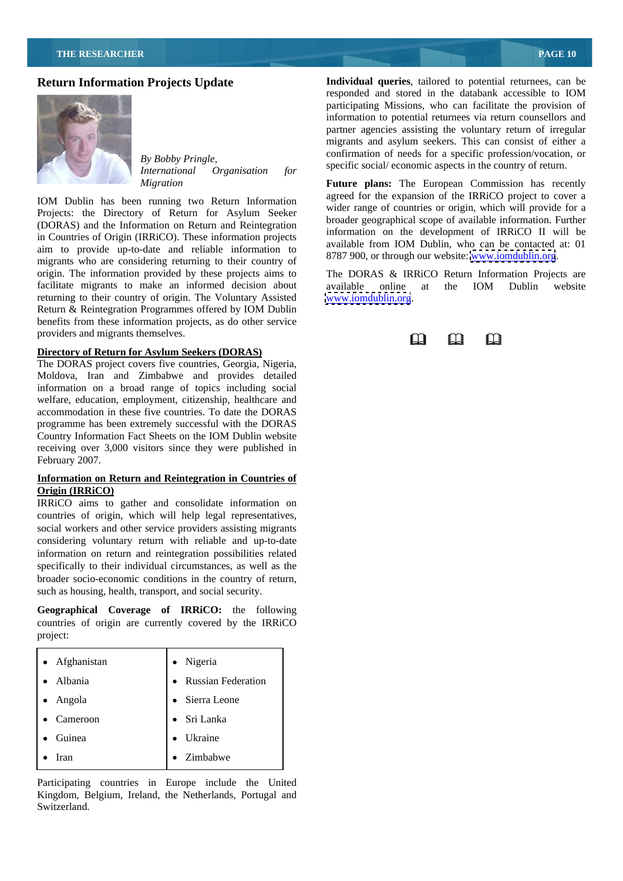## Return Information Projects Update

*By Bobby Pringle, International Organisation for Migration*

IOM Dublin has been running two Return Information Projects: the Directory of Return for Asylum Seeker (DORAS) and the Information on Return and Reintegration in Countries of Origin (IRRiCO). These information projects aim to provide up-to-date and reliable information to migrants who are considering returning to their country of origin. The information provided by these projects aims to facilitate migrants to make an informed decision about returning to their country of origin. The Voluntary Assisted Return & Reintegration Programmes offered by IOM Dublin benefits from these information projects, as do other service providers and migrants themselves.

### Directory of Return for Asylum Seekers (DORAS)

The DORAS project covers five countries, Georgia, Nigeria, Moldova, Iran and Zimbabwe and provides detailed information on a broad range of topics including social welfare, education, employment, citizenship, healthcare and accommodation in these five countries. To date the DORAS programme has been extremely successful with the DORAS Country Information Fact Sheets on the IOM Dublin website receiving over 3,000 visitors since they were published in February 2007.

### Information on Return and Reintegration in Countries of Origin (IRRiCO)

IRRiCO aims to gather and consolidate information on countries of origin, which will help legal representatives, social workers and other service providers assisting migrants considering voluntary return with reliable and up-to-date information on return and reintegration possibilities related specifically to their individual circumstances, as well as the broader socio-economic conditions in the country of return, such as housing, health, transport, and social security.

**Geographical Coverage of IRRiCO:** the following countries of origin are currently covered by the IRRiCO project:

| | |
|---|---|
| • Afghanistan | • Nigeria |
| • Albania | • Russian Federation |
| • Angola | • Sierra Leone |
| • Cameroon | • Sri Lanka |
| • Guinea | • Ukraine |
| • Iran | • Zimbabwe |

Participating countries in Europe include the United Kingdom, Belgium, Ireland, the Netherlands, Portugal and Switzerland.

**Individual queries**, tailored to potential returnees, can be responded and stored in the databank accessible to IOM participating Missions, who can facilitate the provision of information to potential returnees via return counsellors and partner agencies assisting the voluntary return of irregular migrants and asylum seekers. This can consist of either a confirmation of needs for a specific profession/vocation, or specific social/ economic aspects in the country of return.

**Future plans:** The European Commission has recently agreed for the expansion of the IRRiCO project to cover a wider range of countries or origin, which will provide for a broader geographical scope of available information. Further information on the development of IRRiCO II will be available from IOM Dublin, who can be contacted at: 01 8787 900, or through our website: www.iomdublin.org.

The DORAS & IRRiCO Return Information Projects are available online at the IOM Dublin website www.iomdublin.org.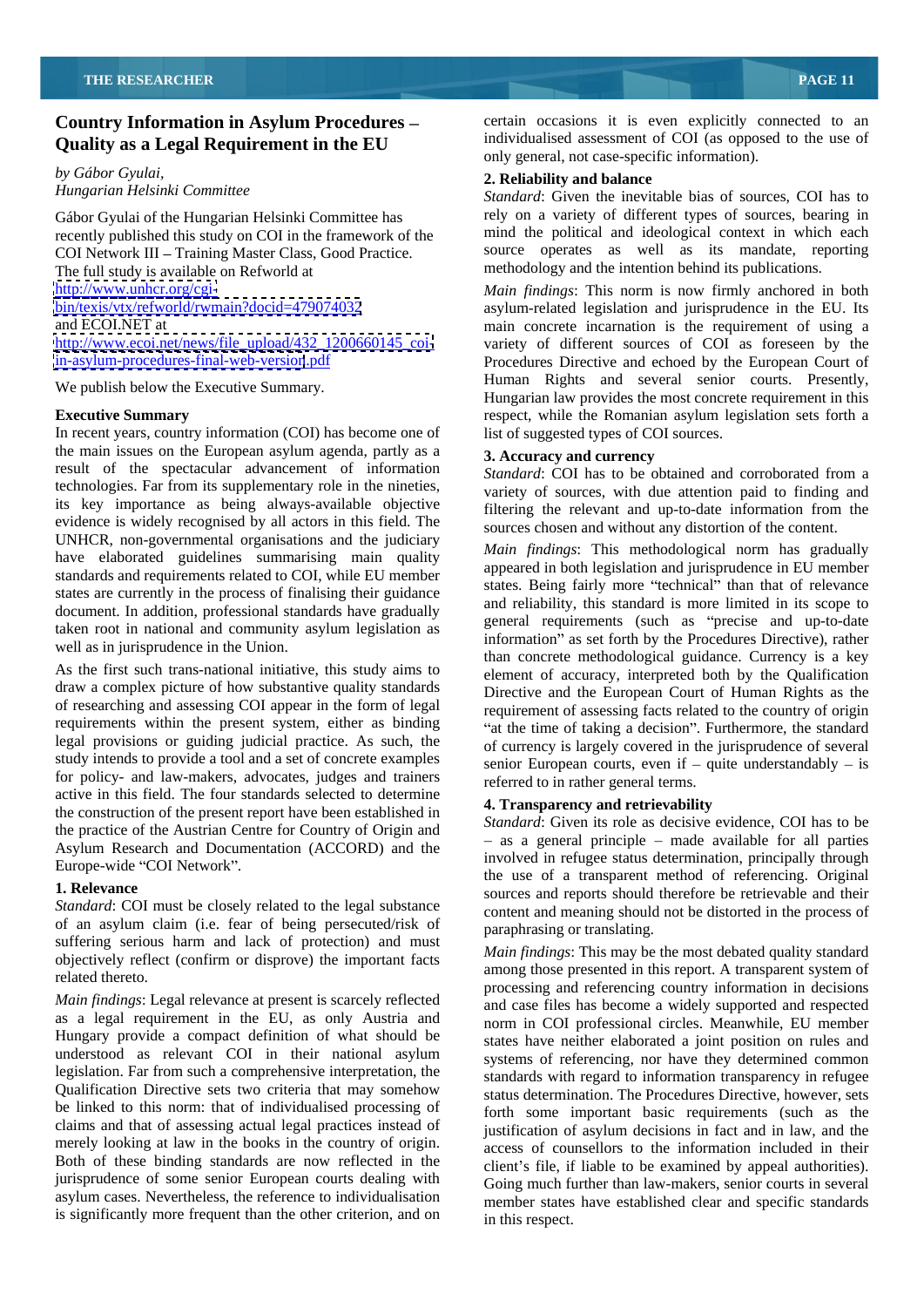## Country Information in Asylum Procedures – Quality as a Legal Requirement in the EU

*by Gábor Gyulai,*
*Hungarian Helsinki Committee*

Gábor Gyulai of the Hungarian Helsinki Committee has recently published this study on COI in the framework of the COI Network III – Training Master Class, Good Practice. The full study is available on Refworld at http://www.unhcr.org/cgi-bin/texis/vtx/refworld/rwmain?docid=479074032 and ECOI.NET at http://www.ecoi.net/news/file_upload/432_1200660145_coi-in-asylum-procedures-final-web-version.pdf

We publish below the Executive Summary.

**Executive Summary**

In recent years, country information (COI) has become one of the main issues on the European asylum agenda, partly as a result of the spectacular advancement of information technologies. Far from its supplementary role in the nineties, its key importance as being always-available objective evidence is widely recognised by all actors in this field. The UNHCR, non-governmental organisations and the judiciary have elaborated guidelines summarising main quality standards and requirements related to COI, while EU member states are currently in the process of finalising their guidance document. In addition, professional standards have gradually taken root in national and community asylum legislation as well as in jurisprudence in the Union.

As the first such trans-national initiative, this study aims to draw a complex picture of how substantive quality standards of researching and assessing COI appear in the form of legal requirements within the present system, either as binding legal provisions or guiding judicial practice. As such, the study intends to provide a tool and a set of concrete examples for policy- and law-makers, advocates, judges and trainers active in this field. The four standards selected to determine the construction of the present report have been established in the practice of the Austrian Centre for Country of Origin and Asylum Research and Documentation (ACCORD) and the Europe-wide "COI Network".

**1. Relevance**

*Standard*: COI must be closely related to the legal substance of an asylum claim (i.e. fear of being persecuted/risk of suffering serious harm and lack of protection) and must objectively reflect (confirm or disprove) the important facts related thereto.

*Main findings*: Legal relevance at present is scarcely reflected as a legal requirement in the EU, as only Austria and Hungary provide a compact definition of what should be understood as relevant COI in their national asylum legislation. Far from such a comprehensive interpretation, the Qualification Directive sets two criteria that may somehow be linked to this norm: that of individualised processing of claims and that of assessing actual legal practices instead of merely looking at law in the books in the country of origin. Both of these binding standards are now reflected in the jurisprudence of some senior European courts dealing with asylum cases. Nevertheless, the reference to individualisation is significantly more frequent than the other criterion, and on certain occasions it is even explicitly connected to an individualised assessment of COI (as opposed to the use of only general, not case-specific information).

**2. Reliability and balance**

*Standard*: Given the inevitable bias of sources, COI has to rely on a variety of different types of sources, bearing in mind the political and ideological context in which each source operates as well as its mandate, reporting methodology and the intention behind its publications.

*Main findings*: This norm is now firmly anchored in both asylum-related legislation and jurisprudence in the EU. Its main concrete incarnation is the requirement of using a variety of different sources of COI as foreseen by the Procedures Directive and echoed by the European Court of Human Rights and several senior courts. Presently, Hungarian law provides the most concrete requirement in this respect, while the Romanian asylum legislation sets forth a list of suggested types of COI sources.

**3. Accuracy and currency**

*Standard*: COI has to be obtained and corroborated from a variety of sources, with due attention paid to finding and filtering the relevant and up-to-date information from the sources chosen and without any distortion of the content.

*Main findings*: This methodological norm has gradually appeared in both legislation and jurisprudence in EU member states. Being fairly more "technical" than that of relevance and reliability, this standard is more limited in its scope to general requirements (such as "precise and up-to-date information" as set forth by the Procedures Directive), rather than concrete methodological guidance. Currency is a key element of accuracy, interpreted both by the Qualification Directive and the European Court of Human Rights as the requirement of assessing facts related to the country of origin "at the time of taking a decision". Furthermore, the standard of currency is largely covered in the jurisprudence of several senior European courts, even if – quite understandably – is referred to in rather general terms.

**4. Transparency and retrievability**

*Standard*: Given its role as decisive evidence, COI has to be – as a general principle – made available for all parties involved in refugee status determination, principally through the use of a transparent method of referencing. Original sources and reports should therefore be retrievable and their content and meaning should not be distorted in the process of paraphrasing or translating.

*Main findings*: This may be the most debated quality standard among those presented in this report. A transparent system of processing and referencing country information in decisions and case files has become a widely supported and respected norm in COI professional circles. Meanwhile, EU member states have neither elaborated a joint position on rules and systems of referencing, nor have they determined common standards with regard to information transparency in refugee status determination. The Procedures Directive, however, sets forth some important basic requirements (such as the justification of asylum decisions in fact and in law, and the access of counsellors to the information included in their client's file, if liable to be examined by appeal authorities). Going much further than law-makers, senior courts in several member states have established clear and specific standards in this respect.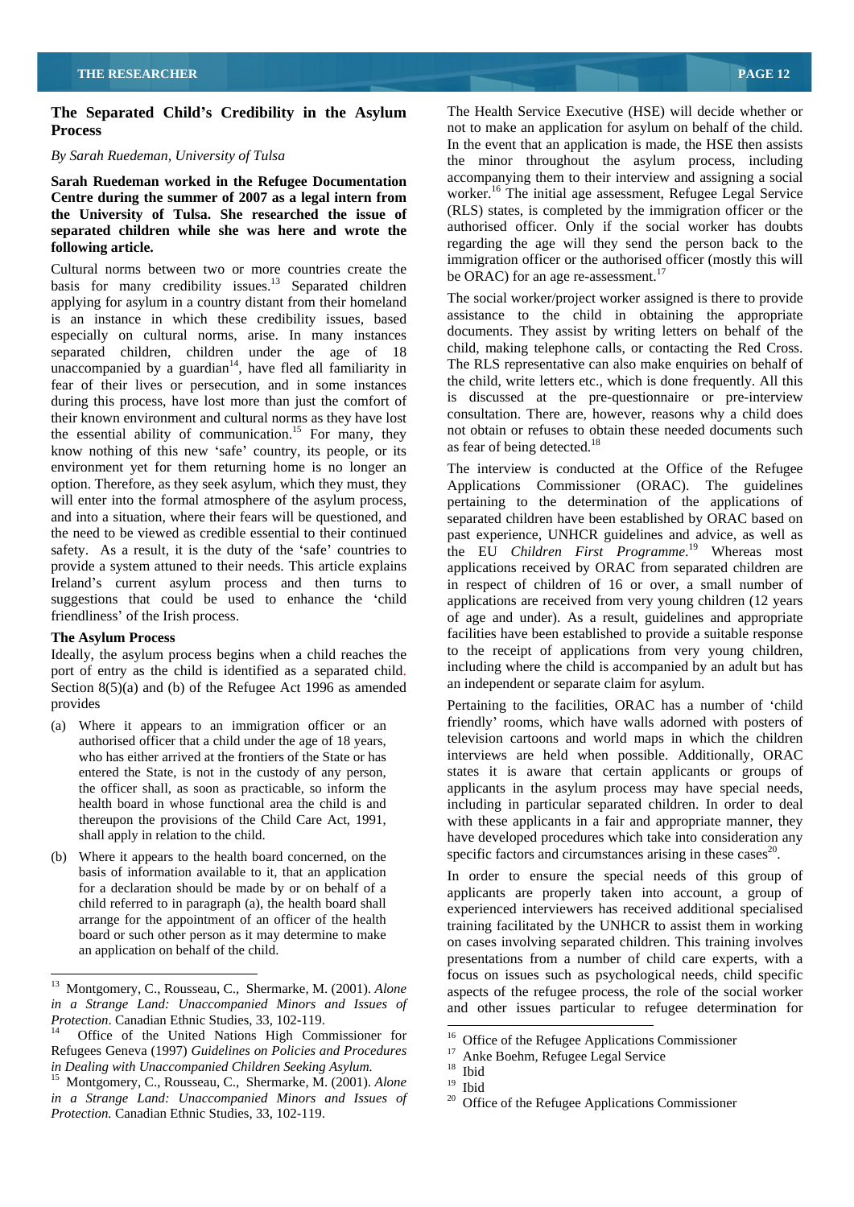## The Separated Child's Credibility in the Asylum Process

*By Sarah Ruedeman, University of Tulsa*

**Sarah Ruedeman worked in the Refugee Documentation Centre during the summer of 2007 as a legal intern from the University of Tulsa. She researched the issue of separated children while she was here and wrote the following article.**

Cultural norms between two or more countries create the basis for many credibility issues.[13] Separated children applying for asylum in a country distant from their homeland is an instance in which these credibility issues, based especially on cultural norms, arise. In many instances separated children, children under the age of 18 unaccompanied by a guardian[14], have fled all familiarity in fear of their lives or persecution, and in some instances during this process, have lost more than just the comfort of their known environment and cultural norms as they have lost the essential ability of communication.[15] For many, they know nothing of this new 'safe' country, its people, or its environment yet for them returning home is no longer an option. Therefore, as they seek asylum, which they must, they will enter into the formal atmosphere of the asylum process, and into a situation, where their fears will be questioned, and the need to be viewed as credible essential to their continued safety. As a result, it is the duty of the 'safe' countries to provide a system attuned to their needs. This article explains Ireland's current asylum process and then turns to suggestions that could be used to enhance the 'child friendliness' of the Irish process.

### The Asylum Process

Ideally, the asylum process begins when a child reaches the port of entry as the child is identified as a separated child. Section 8(5)(a) and (b) of the Refugee Act 1996 as amended provides

(a) Where it appears to an immigration officer or an authorised officer that a child under the age of 18 years, who has either arrived at the frontiers of the State or has entered the State, is not in the custody of any person, the officer shall, as soon as practicable, so inform the health board in whose functional area the child is and thereupon the provisions of the Child Care Act, 1991, shall apply in relation to the child.

(b) Where it appears to the health board concerned, on the basis of information available to it, that an application for a declaration should be made by or on behalf of a child referred to in paragraph (a), the health board shall arrange for the appointment of an officer of the health board or such other person as it may determine to make an application on behalf of the child.

The Health Service Executive (HSE) will decide whether or not to make an application for asylum on behalf of the child. In the event that an application is made, the HSE then assists the minor throughout the asylum process, including accompanying them to their interview and assigning a social worker.[16] The initial age assessment, Refugee Legal Service (RLS) states, is completed by the immigration officer or the authorised officer. Only if the social worker has doubts regarding the age will they send the person back to the immigration officer or the authorised officer (mostly this will be ORAC) for an age re-assessment.[17]

The social worker/project worker assigned is there to provide assistance to the child in obtaining the appropriate documents. They assist by writing letters on behalf of the child, making telephone calls, or contacting the Red Cross. The RLS representative can also make enquiries on behalf of the child, write letters etc., which is done frequently. All this is discussed at the pre-questionnaire or pre-interview consultation. There are, however, reasons why a child does not obtain or refuses to obtain these needed documents such as fear of being detected.[18]

The interview is conducted at the Office of the Refugee Applications Commissioner (ORAC). The guidelines pertaining to the determination of the applications of separated children have been established by ORAC based on past experience, UNHCR guidelines and advice, as well as the EU *Children First Programme*.[19] Whereas most applications received by ORAC from separated children are in respect of children of 16 or over, a small number of applications are received from very young children (12 years of age and under). As a result, guidelines and appropriate facilities have been established to provide a suitable response to the receipt of applications from very young children, including where the child is accompanied by an adult but has an independent or separate claim for asylum.

Pertaining to the facilities, ORAC has a number of 'child friendly' rooms, which have walls adorned with posters of television cartoons and world maps in which the children interviews are held when possible. Additionally, ORAC states it is aware that certain applicants or groups of applicants in the asylum process may have special needs, including in particular separated children. In order to deal with these applicants in a fair and appropriate manner, they have developed procedures which take into consideration any specific factors and circumstances arising in these cases[20].

In order to ensure the special needs of this group of applicants are properly taken into account, a group of experienced interviewers has received additional specialised training facilitated by the UNHCR to assist them in working on cases involving separated children. This training involves presentations from a number of child care experts, with a focus on issues such as psychological needs, child specific aspects of the refugee process, the role of the social worker and other issues particular to refugee determination for

---

[13] Montgomery, C., Rousseau, C., Shermarke, M. (2001). *Alone in a Strange Land: Unaccompanied Minors and Issues of Protection*. Canadian Ethnic Studies, 33, 102-119.

[14] Office of the United Nations High Commissioner for Refugees Geneva (1997) *Guidelines on Policies and Procedures in Dealing with Unaccompanied Children Seeking Asylum.*

[15] Montgomery, C., Rousseau, C., Shermarke, M. (2001). *Alone in a Strange Land: Unaccompanied Minors and Issues of Protection.* Canadian Ethnic Studies, 33, 102-119.

[16] Office of the Refugee Applications Commissioner

[17] Anke Boehm, Refugee Legal Service

[18] Ibid

[19] Ibid

[20] Office of the Refugee Applications Commissioner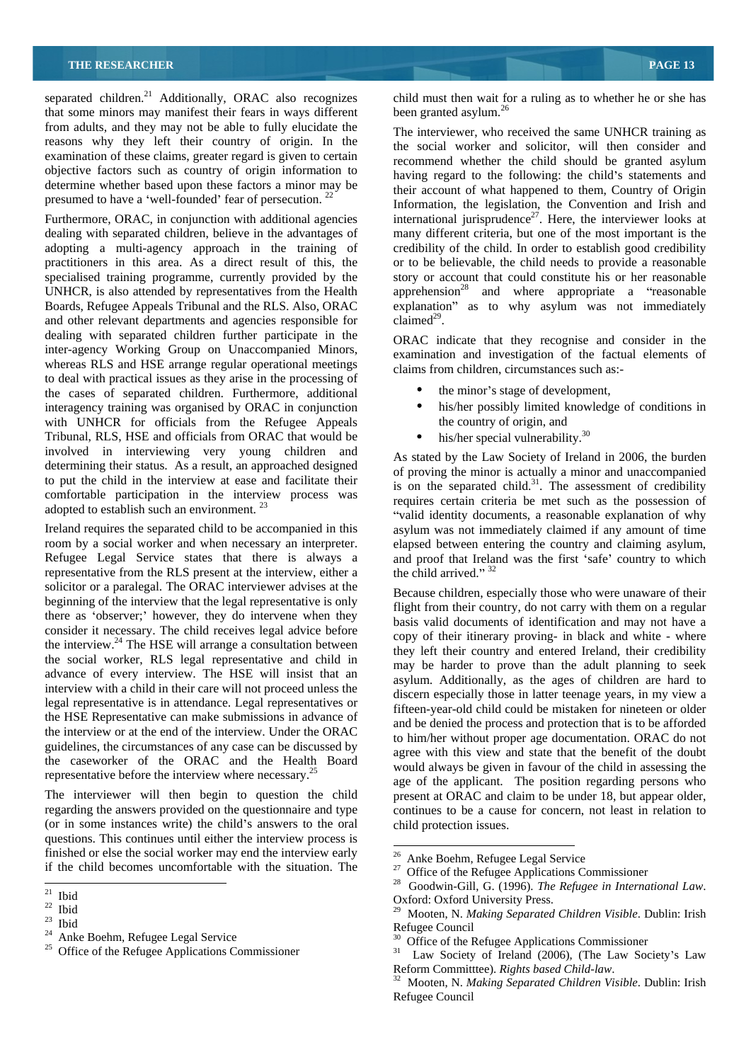separated children.[21] Additionally, ORAC also recognizes that some minors may manifest their fears in ways different from adults, and they may not be able to fully elucidate the reasons why they left their country of origin. In the examination of these claims, greater regard is given to certain objective factors such as country of origin information to determine whether based upon these factors a minor may be presumed to have a 'well-founded' fear of persecution. [22]

Furthermore, ORAC, in conjunction with additional agencies dealing with separated children, believe in the advantages of adopting a multi-agency approach in the training of practitioners in this area. As a direct result of this, the specialised training programme, currently provided by the UNHCR, is also attended by representatives from the Health Boards, Refugee Appeals Tribunal and the RLS. Also, ORAC and other relevant departments and agencies responsible for dealing with separated children further participate in the inter-agency Working Group on Unaccompanied Minors, whereas RLS and HSE arrange regular operational meetings to deal with practical issues as they arise in the processing of the cases of separated children. Furthermore, additional interagency training was organised by ORAC in conjunction with UNHCR for officials from the Refugee Appeals Tribunal, RLS, HSE and officials from ORAC that would be involved in interviewing very young children and determining their status. As a result, an approached designed to put the child in the interview at ease and facilitate their comfortable participation in the interview process was adopted to establish such an environment. [23]

Ireland requires the separated child to be accompanied in this room by a social worker and when necessary an interpreter. Refugee Legal Service states that there is always a representative from the RLS present at the interview, either a solicitor or a paralegal. The ORAC interviewer advises at the beginning of the interview that the legal representative is only there as 'observer;' however, they do intervene when they consider it necessary. The child receives legal advice before the interview.[24] The HSE will arrange a consultation between the social worker, RLS legal representative and child in advance of every interview. The HSE will insist that an interview with a child in their care will not proceed unless the legal representative is in attendance. Legal representatives or the HSE Representative can make submissions in advance of the interview or at the end of the interview. Under the ORAC guidelines, the circumstances of any case can be discussed by the caseworker of the ORAC and the Health Board representative before the interview where necessary.[25]

The interviewer will then begin to question the child regarding the answers provided on the questionnaire and type (or in some instances write) the child's answers to the oral questions. This continues until either the interview process is finished or else the social worker may end the interview early if the child becomes uncomfortable with the situation. The child must then wait for a ruling as to whether he or she has been granted asylum.[26]

The interviewer, who received the same UNHCR training as the social worker and solicitor, will then consider and recommend whether the child should be granted asylum having regard to the following: the child's statements and their account of what happened to them, Country of Origin Information, the legislation, the Convention and Irish and international jurisprudence[27]. Here, the interviewer looks at many different criteria, but one of the most important is the credibility of the child. In order to establish good credibility or to be believable, the child needs to provide a reasonable story or account that could constitute his or her reasonable apprehension[28] and where appropriate a "reasonable explanation" as to why asylum was not immediately claimed[29].

ORAC indicate that they recognise and consider in the examination and investigation of the factual elements of claims from children, circumstances such as:-

- the minor's stage of development,
- his/her possibly limited knowledge of conditions in the country of origin, and
- his/her special vulnerability.[30]

As stated by the Law Society of Ireland in 2006, the burden of proving the minor is actually a minor and unaccompanied is on the separated child.[31]. The assessment of credibility requires certain criteria be met such as the possession of "valid identity documents, a reasonable explanation of why asylum was not immediately claimed if any amount of time elapsed between entering the country and claiming asylum, and proof that Ireland was the first 'safe' country to which the child arrived." [32]

Because children, especially those who were unaware of their flight from their country, do not carry with them on a regular basis valid documents of identification and may not have a copy of their itinerary proving- in black and white - where they left their country and entered Ireland, their credibility may be harder to prove than the adult planning to seek asylum. Additionally, as the ages of children are hard to discern especially those in latter teenage years, in my view a fifteen-year-old child could be mistaken for nineteen or older and be denied the process and protection that is to be afforded to him/her without proper age documentation. ORAC do not agree with this view and state that the benefit of the doubt would always be given in favour of the child in assessing the age of the applicant. The position regarding persons who present at ORAC and claim to be under 18, but appear older, continues to be a cause for concern, not least in relation to child protection issues.

---

[21] Ibid
[22] Ibid
[23] Ibid
[24] Anke Boehm, Refugee Legal Service
[25] Office of the Refugee Applications Commissioner
[26] Anke Boehm, Refugee Legal Service
[27] Office of the Refugee Applications Commissioner
[28] Goodwin-Gill, G. (1996). *The Refugee in International Law*. Oxford: Oxford University Press.
[29] Mooten, N. *Making Separated Children Visible*. Dublin: Irish Refugee Council
[30] Office of the Refugee Applications Commissioner
[31] Law Society of Ireland (2006), (The Law Society's Law Reform Committtee). *Rights based Child-law*.
[32] Mooten, N. *Making Separated Children Visible*. Dublin: Irish Refugee Council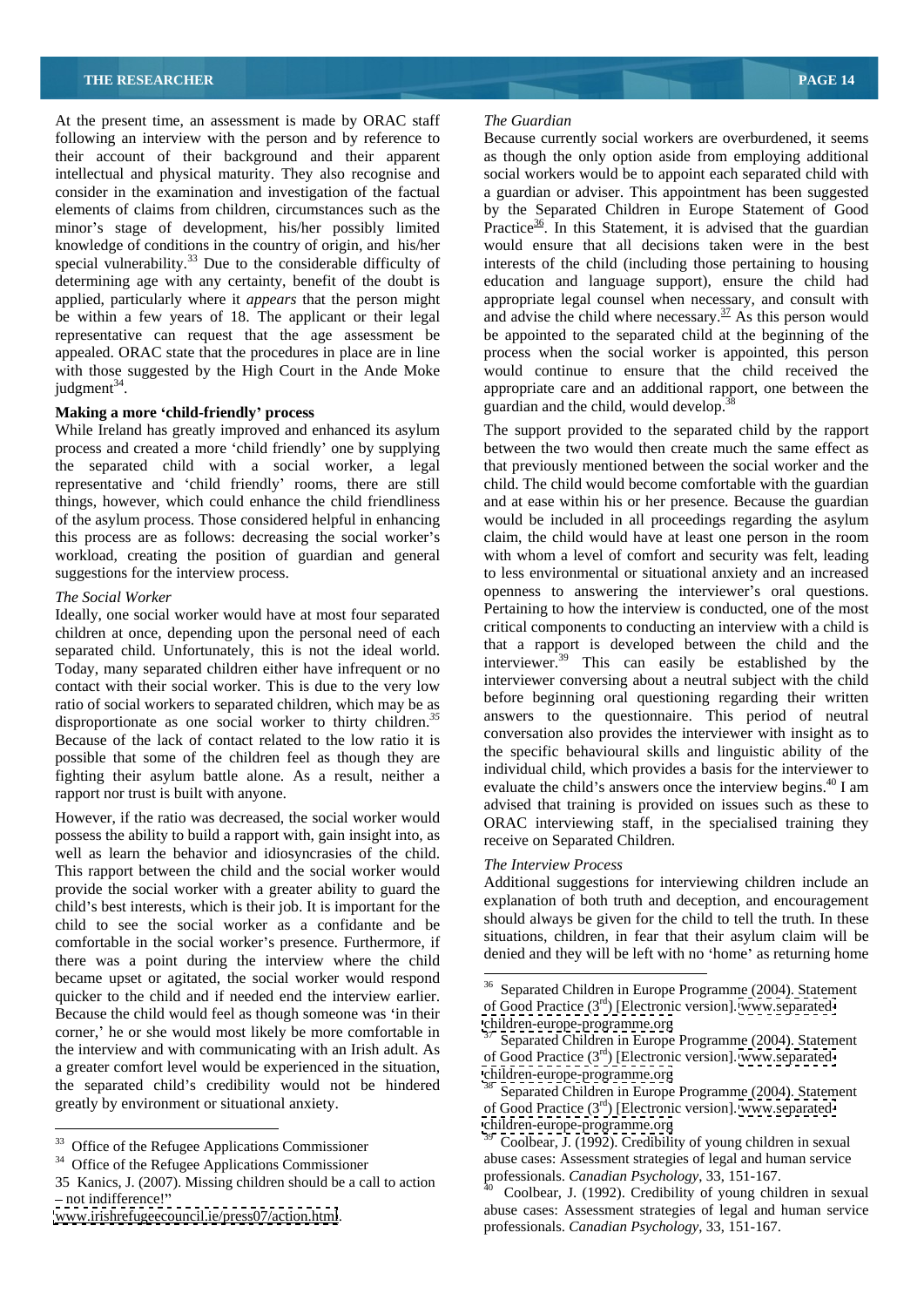At the present time, an assessment is made by ORAC staff following an interview with the person and by reference to their account of their background and their apparent intellectual and physical maturity. They also recognise and consider in the examination and investigation of the factual elements of claims from children, circumstances such as the minor's stage of development, his/her possibly limited knowledge of conditions in the country of origin, and his/her special vulnerability.[33] Due to the considerable difficulty of determining age with any certainty, benefit of the doubt is applied, particularly where it *appears* that the person might be within a few years of 18. The applicant or their legal representative can request that the age assessment be appealed. ORAC state that the procedures in place are in line with those suggested by the High Court in the Ande Moke judgment[34].

**Making a more 'child-friendly' process**

While Ireland has greatly improved and enhanced its asylum process and created a more 'child friendly' one by supplying the separated child with a social worker, a legal representative and 'child friendly' rooms, there are still things, however, which could enhance the child friendliness of the asylum process. Those considered helpful in enhancing this process are as follows: decreasing the social worker's workload, creating the position of guardian and general suggestions for the interview process.

*The Social Worker*

Ideally, one social worker would have at most four separated children at once, depending upon the personal need of each separated child. Unfortunately, this is not the ideal world. Today, many separated children either have infrequent or no contact with their social worker. This is due to the very low ratio of social workers to separated children, which may be as disproportionate as one social worker to thirty children.[35] Because of the lack of contact related to the low ratio it is possible that some of the children feel as though they are fighting their asylum battle alone. As a result, neither a rapport nor trust is built with anyone.

However, if the ratio was decreased, the social worker would possess the ability to build a rapport with, gain insight into, as well as learn the behavior and idiosyncrasies of the child. This rapport between the child and the social worker would provide the social worker with a greater ability to guard the child's best interests, which is their job. It is important for the child to see the social worker as a confidante and be comfortable in the social worker's presence. Furthermore, if there was a point during the interview where the child became upset or agitated, the social worker would respond quicker to the child and if needed end the interview earlier. Because the child would feel as though someone was 'in their corner,' he or she would most likely be more comfortable in the interview and with communicating with an Irish adult. As a greater comfort level would be experienced in the situation, the separated child's credibility would not be hindered greatly by environment or situational anxiety.

*The Guardian*

Because currently social workers are overburdened, it seems as though the only option aside from employing additional social workers would be to appoint each separated child with a guardian or adviser. This appointment has been suggested by the Separated Children in Europe Statement of Good Practice[36]. In this Statement, it is advised that the guardian would ensure that all decisions taken were in the best interests of the child (including those pertaining to housing education and language support), ensure the child had appropriate legal counsel when necessary, and consult with and advise the child where necessary.[37] As this person would be appointed to the separated child at the beginning of the process when the social worker is appointed, this person would continue to ensure that the child received the appropriate care and an additional rapport, one between the guardian and the child, would develop.[38]

The support provided to the separated child by the rapport between the two would then create much the same effect as that previously mentioned between the social worker and the child. The child would become comfortable with the guardian and at ease within his or her presence. Because the guardian would be included in all proceedings regarding the asylum claim, the child would have at least one person in the room with whom a level of comfort and security was felt, leading to less environmental or situational anxiety and an increased openness to answering the interviewer's oral questions. Pertaining to how the interview is conducted, one of the most critical components to conducting an interview with a child is that a rapport is developed between the child and the interviewer.[39] This can easily be established by the interviewer conversing about a neutral subject with the child before beginning oral questioning regarding their written answers to the questionnaire. This period of neutral conversation also provides the interviewer with insight as to the specific behavioural skills and linguistic ability of the individual child, which provides a basis for the interviewer to evaluate the child's answers once the interview begins.[40] I am advised that training is provided on issues such as these to ORAC interviewing staff, in the specialised training they receive on Separated Children.

*The Interview Process*

Additional suggestions for interviewing children include an explanation of both truth and deception, and encouragement should always be given for the child to tell the truth. In these situations, children, in fear that their asylum claim will be denied and they will be left with no 'home' as returning home

---

[33] Office of the Refugee Applications Commissioner

[34] Office of the Refugee Applications Commissioner

35 Kanics, J. (2007). Missing children should be a call to action – not indifference!" www.irishrefugeecouncil.ie/press07/action.html.

[36] Separated Children in Europe Programme (2004). Statement of Good Practice (3rd) [Electronic version]. www.separated-children-europe-programme.org

[37] Separated Children in Europe Programme (2004). Statement of Good Practice (3rd) [Electronic version]. www.separated-children-europe-programme.org

[38] Separated Children in Europe Programme (2004). Statement of Good Practice (3rd) [Electronic version]. www.separated-children-europe-programme.org

[39] Coolbear, J. (1992). Credibility of young children in sexual abuse cases: Assessment strategies of legal and human service professionals. *Canadian Psychology*, 33, 151-167.

[40] Coolbear, J. (1992). Credibility of young children in sexual abuse cases: Assessment strategies of legal and human service professionals. *Canadian Psychology*, 33, 151-167.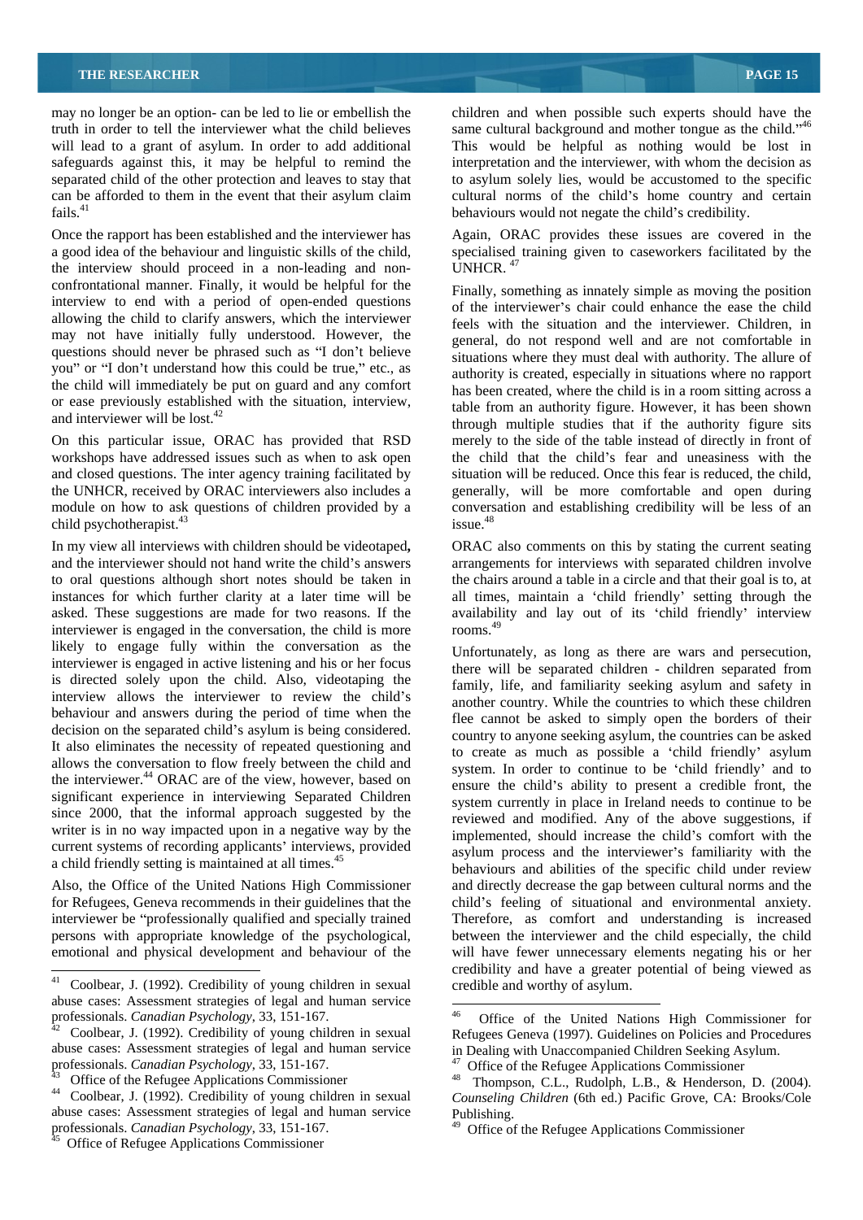may no longer be an option- can be led to lie or embellish the truth in order to tell the interviewer what the child believes will lead to a grant of asylum. In order to add additional safeguards against this, it may be helpful to remind the separated child of the other protection and leaves to stay that can be afforded to them in the event that their asylum claim fails.[41]

Once the rapport has been established and the interviewer has a good idea of the behaviour and linguistic skills of the child, the interview should proceed in a non-leading and non-confrontational manner. Finally, it would be helpful for the interview to end with a period of open-ended questions allowing the child to clarify answers, which the interviewer may not have initially fully understood. However, the questions should never be phrased such as "I don't believe you" or "I don't understand how this could be true," etc., as the child will immediately be put on guard and any comfort or ease previously established with the situation, interview, and interviewer will be lost.[42]

On this particular issue, ORAC has provided that RSD workshops have addressed issues such as when to ask open and closed questions. The inter agency training facilitated by the UNHCR, received by ORAC interviewers also includes a module on how to ask questions of children provided by a child psychotherapist.[43]

In my view all interviews with children should be videotaped**,** and the interviewer should not hand write the child's answers to oral questions although short notes should be taken in instances for which further clarity at a later time will be asked. These suggestions are made for two reasons. If the interviewer is engaged in the conversation, the child is more likely to engage fully within the conversation as the interviewer is engaged in active listening and his or her focus is directed solely upon the child. Also, videotaping the interview allows the interviewer to review the child's behaviour and answers during the period of time when the decision on the separated child's asylum is being considered. It also eliminates the necessity of repeated questioning and allows the conversation to flow freely between the child and the interviewer.[44] ORAC are of the view, however, based on significant experience in interviewing Separated Children since 2000, that the informal approach suggested by the writer is in no way impacted upon in a negative way by the current systems of recording applicants' interviews, provided a child friendly setting is maintained at all times.[45]

Also, the Office of the United Nations High Commissioner for Refugees, Geneva recommends in their guidelines that the interviewer be "professionally qualified and specially trained persons with appropriate knowledge of the psychological, emotional and physical development and behaviour of the children and when possible such experts should have the same cultural background and mother tongue as the child."[46] This would be helpful as nothing would be lost in interpretation and the interviewer, with whom the decision as to asylum solely lies, would be accustomed to the specific cultural norms of the child's home country and certain behaviours would not negate the child's credibility.

Again, ORAC provides these issues are covered in the specialised training given to caseworkers facilitated by the UNHCR.[47]

Finally, something as innately simple as moving the position of the interviewer's chair could enhance the ease the child feels with the situation and the interviewer. Children, in general, do not respond well and are not comfortable in situations where they must deal with authority. The allure of authority is created, especially in situations where no rapport has been created, where the child is in a room sitting across a table from an authority figure. However, it has been shown through multiple studies that if the authority figure sits merely to the side of the table instead of directly in front of the child that the child's fear and uneasiness with the situation will be reduced. Once this fear is reduced, the child, generally, will be more comfortable and open during conversation and establishing credibility will be less of an issue.[48]

ORAC also comments on this by stating the current seating arrangements for interviews with separated children involve the chairs around a table in a circle and that their goal is to, at all times, maintain a 'child friendly' setting through the availability and lay out of its 'child friendly' interview rooms.[49]

Unfortunately, as long as there are wars and persecution, there will be separated children - children separated from family, life, and familiarity seeking asylum and safety in another country. While the countries to which these children flee cannot be asked to simply open the borders of their country to anyone seeking asylum, the countries can be asked to create as much as possible a 'child friendly' asylum system. In order to continue to be 'child friendly' and to ensure the child's ability to present a credible front, the system currently in place in Ireland needs to continue to be reviewed and modified. Any of the above suggestions, if implemented, should increase the child's comfort with the asylum process and the interviewer's familiarity with the behaviours and abilities of the specific child under review and directly decrease the gap between cultural norms and the child's feeling of situational and environmental anxiety. Therefore, as comfort and understanding is increased between the interviewer and the child especially, the child will have fewer unnecessary elements negating his or her credibility and have a greater potential of being viewed as credible and worthy of asylum.

---

[41] Coolbear, J. (1992). Credibility of young children in sexual abuse cases: Assessment strategies of legal and human service professionals. *Canadian Psychology*, 33, 151-167.

[42] Coolbear, J. (1992). Credibility of young children in sexual abuse cases: Assessment strategies of legal and human service professionals. *Canadian Psychology*, 33, 151-167.

[43] Office of the Refugee Applications Commissioner

[44] Coolbear, J. (1992). Credibility of young children in sexual abuse cases: Assessment strategies of legal and human service professionals. *Canadian Psychology*, 33, 151-167.

[45] Office of Refugee Applications Commissioner

[46] Office of the United Nations High Commissioner for Refugees Geneva (1997). Guidelines on Policies and Procedures in Dealing with Unaccompanied Children Seeking Asylum.

[47] Office of the Refugee Applications Commissioner

[48] Thompson, C.L., Rudolph, L.B., & Henderson, D. (2004). *Counseling Children* (6th ed.) Pacific Grove, CA: Brooks/Cole Publishing.

[49] Office of the Refugee Applications Commissioner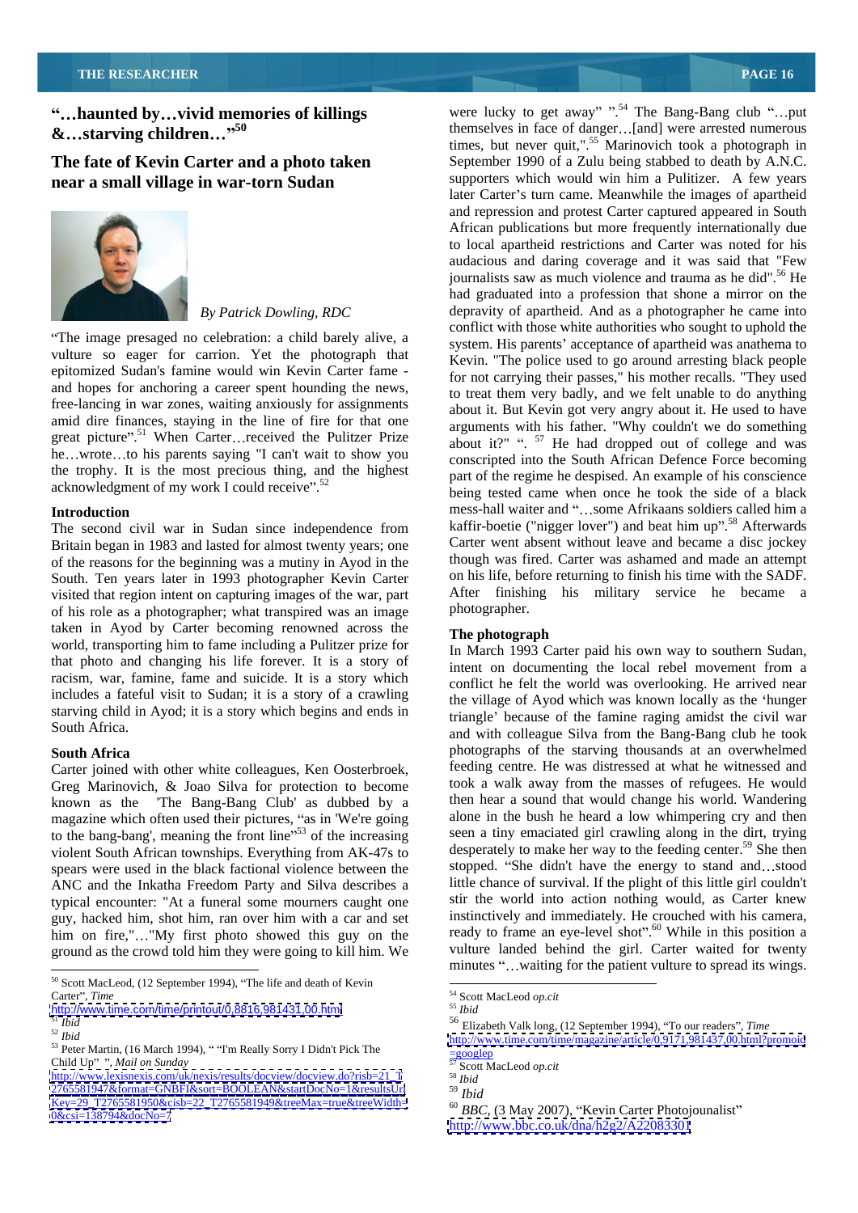## "…haunted by…vivid memories of killings &…starving children…"[50]

## The fate of Kevin Carter and a photo taken near a small village in war-torn Sudan

*By Patrick Dowling, RDC*

"The image presaged no celebration: a child barely alive, a vulture so eager for carrion. Yet the photograph that epitomized Sudan's famine would win Kevin Carter fame - and hopes for anchoring a career spent hounding the news, free-lancing in war zones, waiting anxiously for assignments amid dire finances, staying in the line of fire for that one great picture".[51] When Carter…received the Pulitzer Prize he…wrote…to his parents saying "I can't wait to show you the trophy. It is the most precious thing, and the highest acknowledgment of my work I could receive".[52]

### Introduction

The second civil war in Sudan since independence from Britain began in 1983 and lasted for almost twenty years; one of the reasons for the beginning was a mutiny in Ayod in the South. Ten years later in 1993 photographer Kevin Carter visited that region intent on capturing images of the war, part of his role as a photographer; what transpired was an image taken in Ayod by Carter becoming renowned across the world, transporting him to fame including a Pulitzer prize for that photo and changing his life forever. It is a story of racism, war, famine, fame and suicide. It is a story which includes a fateful visit to Sudan; it is a story of a crawling starving child in Ayod; it is a story which begins and ends in South Africa.

### South Africa

Carter joined with other white colleagues, Ken Oosterbroek, Greg Marinovich, & Joao Silva for protection to become known as the 'The Bang-Bang Club' as dubbed by a magazine which often used their pictures, "as in 'We're going to the bang-bang', meaning the front line"[53] of the increasing violent South African townships. Everything from AK-47s to spears were used in the black factional violence between the ANC and the Inkatha Freedom Party and Silva describes a typical encounter: "At a funeral some mourners caught one guy, hacked him, shot him, ran over him with a car and set him on fire,"…"My first photo showed this guy on the ground as the crowd told him they were going to kill him. We were lucky to get away" ".[54] The Bang-Bang club "…put themselves in face of danger…[and] were arrested numerous times, but never quit,".[55] Marinovich took a photograph in September 1990 of a Zulu being stabbed to death by A.N.C. supporters which would win him a Pulitzer. A few years later Carter's turn came. Meanwhile the images of apartheid and repression and protest Carter captured appeared in South African publications but more frequently internationally due to local apartheid restrictions and Carter was noted for his audacious and daring coverage and it was said that "Few journalists saw as much violence and trauma as he did".[56] He had graduated into a profession that shone a mirror on the depravity of apartheid. And as a photographer he came into conflict with those white authorities who sought to uphold the system. His parents' acceptance of apartheid was anathema to Kevin. "The police used to go around arresting black people for not carrying their passes," his mother recalls. "They used to treat them very badly, and we felt unable to do anything about it. But Kevin got very angry about it. He used to have arguments with his father. "Why couldn't we do something about it?" ".[57] He had dropped out of college and was conscripted into the South African Defence Force becoming part of the regime he despised. An example of his conscience being tested came when once he took the side of a black mess-hall waiter and "…some Afrikaans soldiers called him a kaffir-boetie ("nigger lover") and beat him up".[58] Afterwards Carter went absent without leave and became a disc jockey though was fired. Carter was ashamed and made an attempt on his life, before returning to finish his time with the SADF. After finishing his military service he became a photographer.

### The photograph

In March 1993 Carter paid his own way to southern Sudan, intent on documenting the local rebel movement from a conflict he felt the world was overlooking. He arrived near the village of Ayod which was known locally as the 'hunger triangle' because of the famine raging amidst the civil war and with colleague Silva from the Bang-Bang club he took photographs of the starving thousands at an overwhelmed feeding centre. He was distressed at what he witnessed and took a walk away from the masses of refugees. He would then hear a sound that would change his world. Wandering alone in the bush he heard a low whimpering cry and then seen a tiny emaciated girl crawling along in the dirt, trying desperately to make her way to the feeding center.[59] She then stopped. "She didn't have the energy to stand and…stood little chance of survival. If the plight of this little girl couldn't stir the world into action nothing would, as Carter knew instinctively and immediately. He crouched with his camera, ready to frame an eye-level shot".[60] While in this position a vulture landed behind the girl. Carter waited for twenty minutes "…waiting for the patient vulture to spread its wings.

---

[50] Scott MacLeod, (12 September 1994), "The life and death of Kevin Carter", *Time* http://www.time.com/time/printout/0,8816,981431,00.html

[51] *Ibid*

[52] *Ibid*

[53] Peter Martin, (16 March 1994), " "I'm Really Sorry I Didn't Pick The Child Up" ", *Mail on Sunday* http://www.lexisnexis.com/uk/nexis/results/docview/docview.do?risb=21_T2765581947&format=GNBFI&sort=BOOLEAN&startDocNo=1&resultsUrlKey=29_T2765581950&cisb=22_T2765581949&treeMax=true&treeWidth=0&csi=138794&docNo=7

[54] Scott MacLeod *op.cit*

[55] *Ibid*

[56] Elizabeth Valk long, (12 September 1994), "To our readers", *Time* http://www.time.com/time/magazine/article/0,9171,981437,00.html?promoid=googlep

[57] Scott MacLeod *op.cit*

[58] *Ibid*

[59] *Ibid*

[60] *BBC*, (3 May 2007), "Kevin Carter Photojoualist" http://www.bbc.co.uk/dna/h2g2/A22083301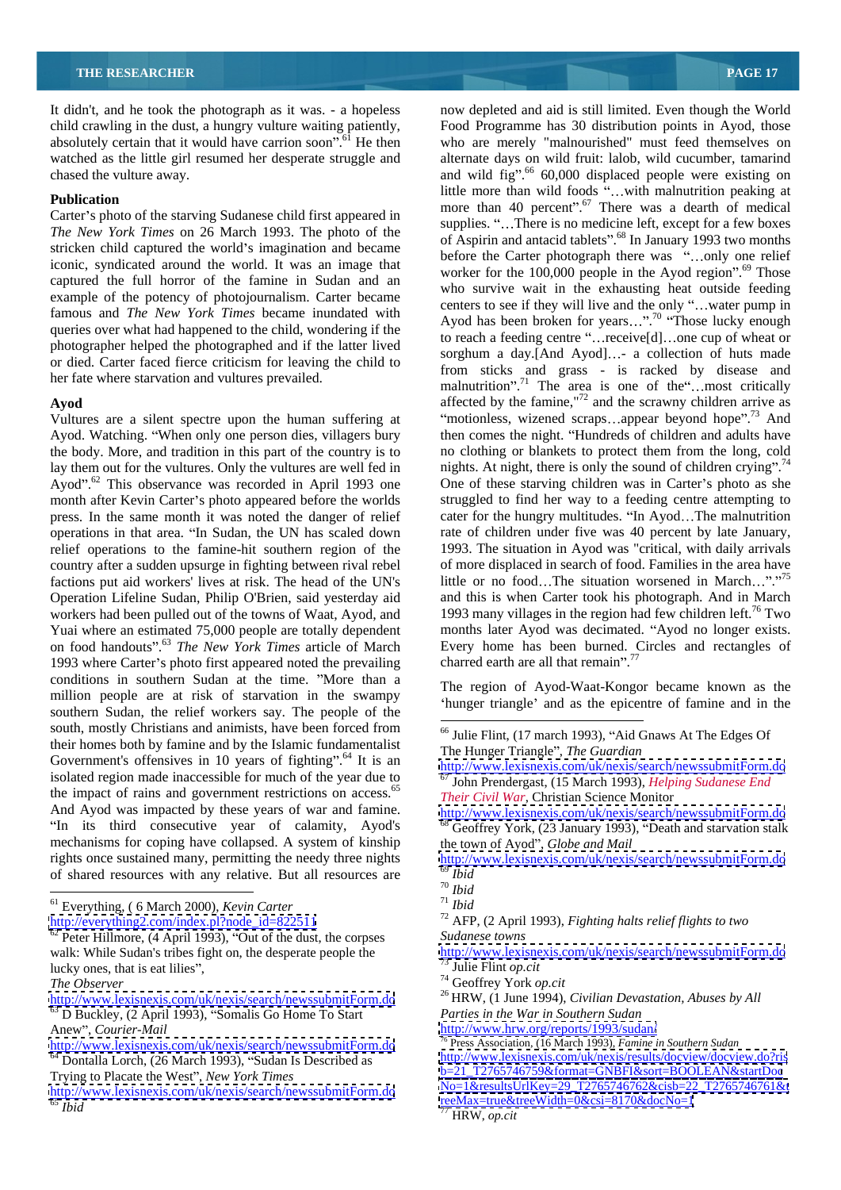It didn't, and he took the photograph as it was. - a hopeless child crawling in the dust, a hungry vulture waiting patiently, absolutely certain that it would have carrion soon".[61] He then watched as the little girl resumed her desperate struggle and chased the vulture away.

**Publication**

Carter's photo of the starving Sudanese child first appeared in *The New York Times* on 26 March 1993. The photo of the stricken child captured the world's imagination and became iconic, syndicated around the world. It was an image that captured the full horror of the famine in Sudan and an example of the potency of photojournalism. Carter became famous and *The New York Times* became inundated with queries over what had happened to the child, wondering if the photographer helped the photographed and if the latter lived or died. Carter faced fierce criticism for leaving the child to her fate where starvation and vultures prevailed.

**Ayod**

Vultures are a silent spectre upon the human suffering at Ayod. Watching. "When only one person dies, villagers bury the body. More, and tradition in this part of the country is to lay them out for the vultures. Only the vultures are well fed in Ayod".[62] This observance was recorded in April 1993 one month after Kevin Carter's photo appeared before the worlds press. In the same month it was noted the danger of relief operations in that area. "In Sudan, the UN has scaled down relief operations to the famine-hit southern region of the country after a sudden upsurge in fighting between rival rebel factions put aid workers' lives at risk. The head of the UN's Operation Lifeline Sudan, Philip O'Brien, said yesterday aid workers had been pulled out of the towns of Waat, Ayod, and Yuai where an estimated 75,000 people are totally dependent on food handouts".[63] *The New York Times* article of March 1993 where Carter's photo first appeared noted the prevailing conditions in southern Sudan at the time. "More than a million people are at risk of starvation in the swampy southern Sudan, the relief workers say. The people of the south, mostly Christians and animists, have been forced from their homes both by famine and by the Islamic fundamentalist Government's offensives in 10 years of fighting".[64] It is an isolated region made inaccessible for much of the year due to the impact of rains and government restrictions on access.[65] And Ayod was impacted by these years of war and famine. "In its third consecutive year of calamity, Ayod's mechanisms for coping have collapsed. A system of kinship rights once sustained many, permitting the needy three nights of shared resources with any relative. But all resources are now depleted and aid is still limited. Even though the World Food Programme has 30 distribution points in Ayod, those who are merely "malnourished" must feed themselves on alternate days on wild fruit: lalob, wild cucumber, tamarind and wild fig".[66] 60,000 displaced people were existing on little more than wild foods "…with malnutrition peaking at more than 40 percent".[67] There was a dearth of medical supplies. "…There is no medicine left, except for a few boxes of Aspirin and antacid tablets".[68] In January 1993 two months before the Carter photograph there was "…only one relief worker for the 100,000 people in the Ayod region".[69] Those who survive wait in the exhausting heat outside feeding centers to see if they will live and the only "…water pump in Ayod has been broken for years…".[70] "Those lucky enough to reach a feeding centre "…receive[d]…one cup of wheat or sorghum a day.[And Ayod]…- a collection of huts made from sticks and grass - is racked by disease and malnutrition".[71] The area is one of the"…most critically affected by the famine,"[72] and the scrawny children arrive as "motionless, wizened scraps…appear beyond hope".[73] And then comes the night. "Hundreds of children and adults have no clothing or blankets to protect them from the long, cold nights. At night, there is only the sound of children crying".[74] One of these starving children was in Carter's photo as she struggled to find her way to a feeding centre attempting to cater for the hungry multitudes. "In Ayod…The malnutrition rate of children under five was 40 percent by late January, 1993. The situation in Ayod was "critical, with daily arrivals of more displaced in search of food. Families in the area have little or no food…The situation worsened in March…"."[75] and this is when Carter took his photograph. And in March 1993 many villages in the region had few children left.[76] Two months later Ayod was decimated. "Ayod no longer exists. Every home has been burned. Circles and rectangles of charred earth are all that remain".[77]

The region of Ayod-Waat-Kongor became known as the 'hunger triangle' and as the epicentre of famine and in the

---

[61] Everything, ( 6 March 2000), *Kevin Carter* http://everything2.com/index.pl?node_id=822511

[62] Peter Hillmore, (4 April 1993), "Out of the dust, the corpses walk: While Sudan's tribes fight on, the desperate people the lucky ones, that is eat lilies", *The Observer* http://www.lexisnexis.com/uk/nexis/search/newssubmitForm.do

[63] D Buckley, (2 April 1993), "Somalis Go Home To Start Anew", *Courier-Mail* http://www.lexisnexis.com/uk/nexis/search/newssubmitForm.do

[64] Dontalla Lorch, (26 March 1993), "Sudan Is Described as Trying to Placate the West", *New York Times* http://www.lexisnexis.com/uk/nexis/search/newssubmitForm.do

[65] *Ibid*

[66] Julie Flint, (17 march 1993), "Aid Gnaws At The Edges Of The Hunger Triangle", *The Guardian* http://www.lexisnexis.com/uk/nexis/search/newssubmitForm.do

[67] John Prendergast, (15 March 1993), *Helping Sudanese End Their Civil War*, Christian Science Monitor http://www.lexisnexis.com/uk/nexis/search/newssubmitForm.do

[68] Geoffrey York, (23 January 1993), "Death and starvation stalk the town of Ayod", *Globe and Mail* http://www.lexisnexis.com/uk/nexis/search/newssubmitForm.do

[69] *Ibid*

[70] *Ibid*

[71] *Ibid*

[72] AFP, (2 April 1993), *Fighting halts relief flights to two Sudanese towns* http://www.lexisnexis.com/uk/nexis/search/newssubmitForm.do

[73] Julie Flint *op.cit*

[74] Geoffrey York *op.cit*

[26] HRW, (1 June 1994), *Civilian Devastation, Abuses by All Parties in the War in Southern Sudan* http://www.hrw.org/reports/1993/sudan/

[76] Press Association, (16 March 1993), *Famine in Southern Sudan* http://www.lexisnexis.com/uk/nexis/results/docview/docview.do?risb=21_T2765746759&format=GNBFI&sort=BOOLEAN&startDocNo=1&resultsUrlKey=29_T2765746762&cisb=22_T2765746761&treeMax=true&treeWidth=0&csi=8170&docNo=1

[77] HRW, *op.cit*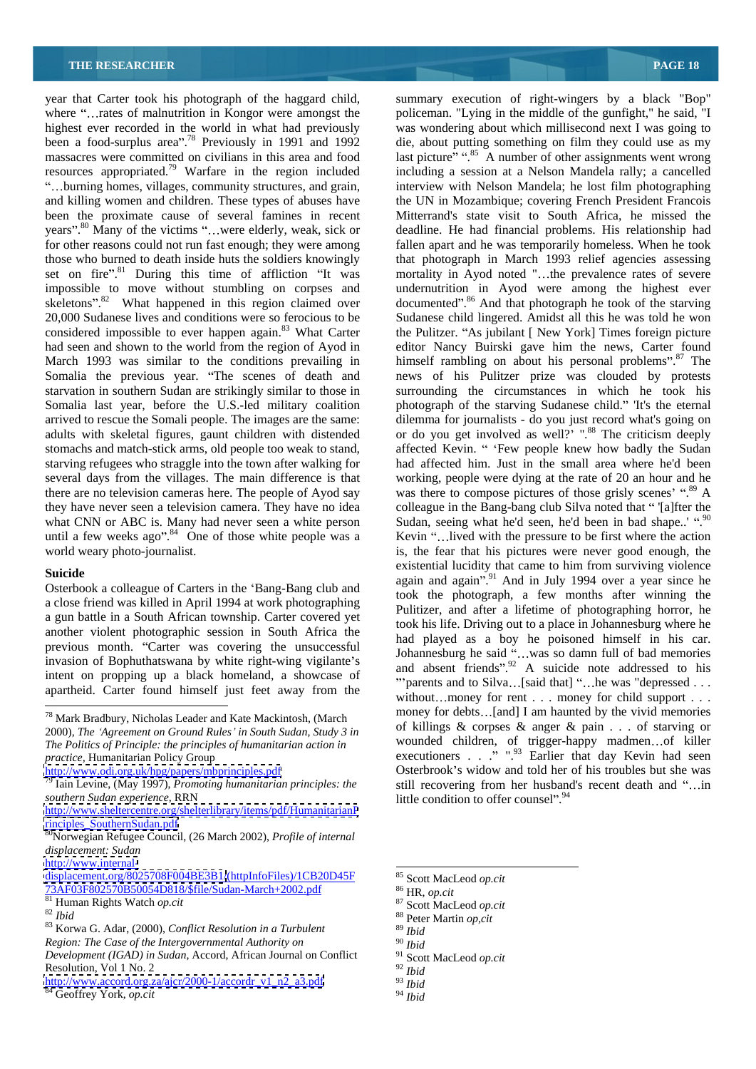year that Carter took his photograph of the haggard child, where "…rates of malnutrition in Kongor were amongst the highest ever recorded in the world in what had previously been a food-surplus area".[78] Previously in 1991 and 1992 massacres were committed on civilians in this area and food resources appropriated.[79] Warfare in the region included "…burning homes, villages, community structures, and grain, and killing women and children. These types of abuses have been the proximate cause of several famines in recent years".[80] Many of the victims "…were elderly, weak, sick or for other reasons could not run fast enough; they were among those who burned to death inside huts the soldiers knowingly set on fire".[81] During this time of affliction "It was impossible to move without stumbling on corpses and skeletons".[82] What happened in this region claimed over 20,000 Sudanese lives and conditions were so ferocious to be considered impossible to ever happen again.[83] What Carter had seen and shown to the world from the region of Ayod in March 1993 was similar to the conditions prevailing in Somalia the previous year. "The scenes of death and starvation in southern Sudan are strikingly similar to those in Somalia last year, before the U.S.-led military coalition arrived to rescue the Somali people. The images are the same: adults with skeletal figures, gaunt children with distended stomachs and match-stick arms, old people too weak to stand, starving refugees who straggle into the town after walking for several days from the villages. The main difference is that there are no television cameras here. The people of Ayod say they have never seen a television camera. They have no idea what CNN or ABC is. Many had never seen a white person until a few weeks ago".[84] One of those white people was a world weary photo-journalist.

## Suicide

Osterbook a colleague of Carters in the 'Bang-Bang club and a close friend was killed in April 1994 at work photographing a gun battle in a South African township. Carter covered yet another violent photographic session in South Africa the previous month. "Carter was covering the unsuccessful invasion of Bophuthatswana by white right-wing vigilante's intent on propping up a black homeland, a showcase of apartheid. Carter found himself just feet away from the summary execution of right-wingers by a black "Bop" policeman. "Lying in the middle of the gunfight," he said, "I was wondering about which millisecond next I was going to die, about putting something on film they could use as my last picture" ".[85] A number of other assignments went wrong including a session at a Nelson Mandela rally; a cancelled interview with Nelson Mandela; he lost film photographing the UN in Mozambique; covering French President Francois Mitterrand's state visit to South Africa, he missed the deadline. He had financial problems. His relationship had fallen apart and he was temporarily homeless. When he took that photograph in March 1993 relief agencies assessing mortality in Ayod noted "…the prevalence rates of severe undernutrition in Ayod were among the highest ever documented".[86] And that photograph he took of the starving Sudanese child lingered. Amidst all this he was told he won the Pulitzer. "As jubilant [ New York] Times foreign picture editor Nancy Buirski gave him the news, Carter found himself rambling on about his personal problems".[87] The news of his Pulitzer prize was clouded by protests surrounding the circumstances in which he took his photograph of the starving Sudanese child." 'It's the eternal dilemma for journalists - do you just record what's going on or do you get involved as well?' ".[88] The criticism deeply affected Kevin. " 'Few people knew how badly the Sudan had affected him. Just in the small area where he'd been working, people were dying at the rate of 20 an hour and he was there to compose pictures of those grisly scenes' ".[89] A colleague in the Bang-bang club Silva noted that " '[a]fter the Sudan, seeing what he'd seen, he'd been in bad shape..' ".[90] Kevin "…lived with the pressure to be first where the action is, the fear that his pictures were never good enough, the existential lucidity that came to him from surviving violence again and again".[91] And in July 1994 over a year since he took the photograph, a few months after winning the Pulitzer, and after a lifetime of photographing horror, he took his life. Driving out to a place in Johannesburg where he had played as a boy he poisoned himself in his car. Johannesburg he said "…was so damn full of bad memories and absent friends".[92] A suicide note addressed to his "'parents and to Silva…[said that] "…he was "depressed . . . without…money for rent . . . money for child support . . . money for debts…[and] I am haunted by the vivid memories of killings & corpses & anger & pain . . . of starving or wounded children, of trigger-happy madmen…of killer executioners . . ." ".[93] Earlier that day Kevin had seen Osterbrook's widow and told her of his troubles but she was still recovering from her husband's recent death and "…in little condition to offer counsel".[94]

---

[78] Mark Bradbury, Nicholas Leader and Kate Mackintosh, (March 2000), *The 'Agreement on Ground Rules' in South Sudan, Study 3 in The Politics of Principle: the principles of humanitarian action in practice*, Humanitarian Policy Group http://www.odi.org.uk/hpg/papers/mbprinciples.pdf

[79] Iain Levine, (May 1997), *Promoting humanitarian principles: the southern Sudan experience*, RRN http://www.sheltercentre.org/shelterlibrary/items/pdf/HumanitarianPrinciples_SouthernSudan.pdf

[80] Norwegian Refugee Council, (26 March 2002), *Profile of internal displacement: Sudan* http://www.internal-displacement.org/8025708F004BE3B1/(httpInfoFiles)/1CB20D45F73AF03F802570B50054D818/$file/Sudan-March+2002.pdf

[81] Human Rights Watch *op.cit*

[82] *Ibid*

[83] Korwa G. Adar, (2000), *Conflict Resolution in a Turbulent Region: The Case of the Intergovernmental Authority on Development (IGAD) in Sudan*, Accord, African Journal on Conflict Resolution, Vol 1 No. 2 http://www.accord.org.za/ajcr/2000-1/accordr_v1_n2_a3.pdf

[84] Geoffrey York, *op.cit*

[85] Scott MacLeod *op.cit*

[86] HR, *op.cit*

[87] Scott MacLeod *op.cit*

[88] Peter Martin *op,cit*

[89] *Ibid*

[90] *Ibid*

[91] Scott MacLeod *op.cit*

[92] *Ibid*

[93] *Ibid*

[94] *Ibid*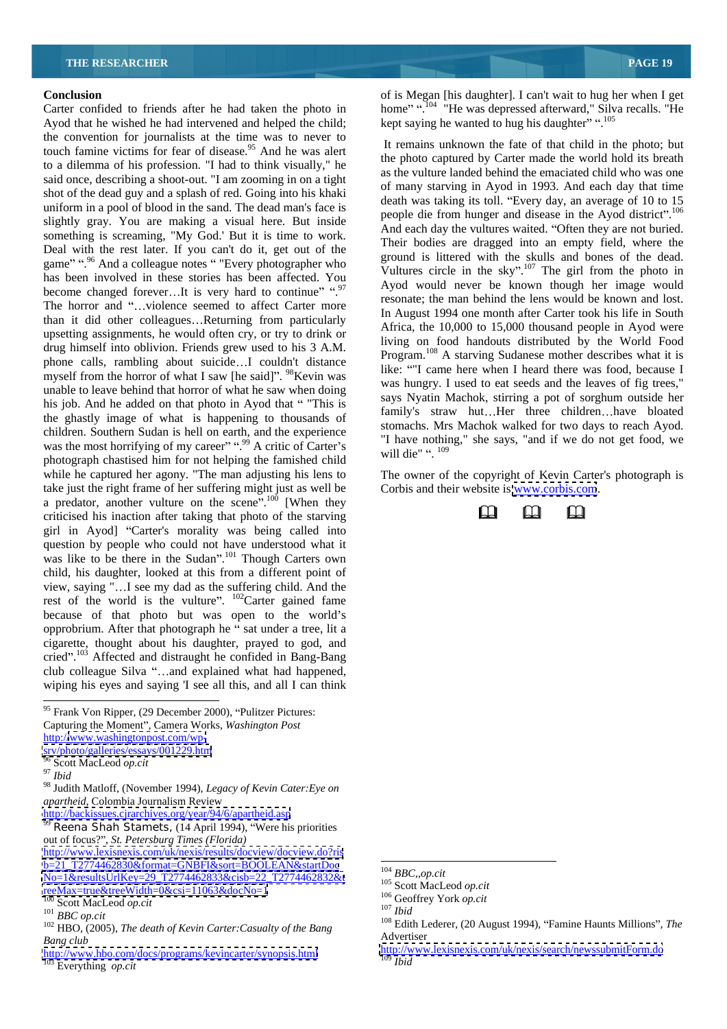## Conclusion

Carter confided to friends after he had taken the photo in Ayod that he wished he had intervened and helped the child; the convention for journalists at the time was to never to touch famine victims for fear of disease.[95] And he was alert to a dilemma of his profession. "I had to think visually," he said once, describing a shoot-out. "I am zooming in on a tight shot of the dead guy and a splash of red. Going into his khaki uniform in a pool of blood in the sand. The dead man's face is slightly gray. You are making a visual here. But inside something is screaming, "My God.' But it is time to work. Deal with the rest later. If you can't do it, get out of the game" ".[96] And a colleague notes " Every photographer who has been involved in these stories has been affected. You become changed forever…It is very hard to continue" ".[97] The horror and "…violence seemed to affect Carter more than it did other colleagues…Returning from particularly upsetting assignments, he would often cry, or try to drink or drug himself into oblivion. Friends grew used to his 3 A.M. phone calls, rambling about suicide…I couldn't distance myself from the horror of what I saw [he said]". [98]Kevin was unable to leave behind that horror of what he saw when doing his job. And he added on that photo in Ayod that " "This is the ghastly image of what is happening to thousands of children. Southern Sudan is hell on earth, and the experience was the most horrifying of my career" ".[99] A critic of Carter's photograph chastised him for not helping the famished child while he captured her agony. "The man adjusting his lens to take just the right frame of her suffering might just as well be a predator, another vulture on the scene".[100] [When they criticised his inaction after taking that photo of the starving girl in Ayod] "Carter's morality was being called into question by people who could not have understood what it was like to be there in the Sudan".[101] Though Carters own child, his daughter, looked at this from a different point of view, saying "…I see my dad as the suffering child. And the rest of the world is the vulture". [102]Carter gained fame because of that photo but was open to the world's opprobrium. After that photograph he " sat under a tree, lit a cigarette, thought about his daughter, prayed to god, and cried".[103] Affected and distraught he confided in Bang-Bang club colleague Silva "…and explained what had happened, wiping his eyes and saying 'I see all this, and all I can think of is Megan [his daughter]. I can't wait to hug her when I get home" ".[104] "He was depressed afterward," Silva recalls. "He kept saying he wanted to hug his daughter" ".[105]

It remains unknown the fate of that child in the photo; but the photo captured by Carter made the world hold its breath as the vulture landed behind the emaciated child who was one of many starving in Ayod in 1993. And each day that time death was taking its toll. "Every day, an average of 10 to 15 people die from hunger and disease in the Ayod district".[106] And each day the vultures waited. "Often they are not buried. Their bodies are dragged into an empty field, where the ground is littered with the skulls and bones of the dead. Vultures circle in the sky".[107] The girl from the photo in Ayod would never be known though her image would resonate; the man behind the lens would be known and lost. In August 1994 one month after Carter took his life in South Africa, the 10,000 to 15,000 thousand people in Ayod were living on food handouts distributed by the World Food Program.[108] A starving Sudanese mother describes what it is like: ""I came here when I heard there was food, because I was hungry. I used to eat seeds and the leaves of fig trees," says Nyatin Machok, stirring a pot of sorghum outside her family's straw hut…Her three children…have bloated stomachs. Mrs Machok walked for two days to reach Ayod. "I have nothing," she says, "and if we do not get food, we will die" ". [109]

The owner of the copyright of Kevin Carter's photograph is Corbis and their website is www.corbis.com.

📖 📖 📖

---

[95] Frank Von Ripper, (29 December 2000), "Pulitzer Pictures: Capturing the Moment", Camera Works, *Washington Post* http://www.washingtonpost.com/wp-srv/photo/galleries/essays/001229.htm

[96] Scott MacLeod *op.cit*

[97] *Ibid*

[98] Judith Matloff, (November 1994), *Legacy of Kevin Cater:Eye on apartheid*, Colombia Journalism Review http://backissues.cjrarchives.org/year/94/6/apartheid.asp

[99] Reena Shah Stamets, (14 April 1994), "Were his priorities out of focus?", *St. Petersburg Times (Florida)* http://www.lexisnexis.com/uk/nexis/results/docview/docview.do?risb=21_T2774462830&format=GNBFI&sort=BOOLEAN&startDocNo=1&resultsUrlKey=29_T2774462833&cisb=22_T2774462832&treeMax=true&treeWidth=0&csi=11063&docNo=1

[100] Scott MacLeod *op.cit*

[101] *BBC op.cit*

[102] HBO, (2005), *The death of Kevin Carter:Casualty of the Bang Bang club* http://www.hbo.com/docs/programs/kevincarter/synopsis.html

[103] Everything *op.cit*

[104] *BBC,,op.cit*

[105] Scott MacLeod *op.cit*

[106] Geoffrey York *op.cit*

[107] *Ibid*

[108] Edith Lederer, (20 August 1994), "Famine Haunts Millions", *The* Advertiser http://www.lexisnexis.com/uk/nexis/search/newssubmitForm.do

[109] *Ibid*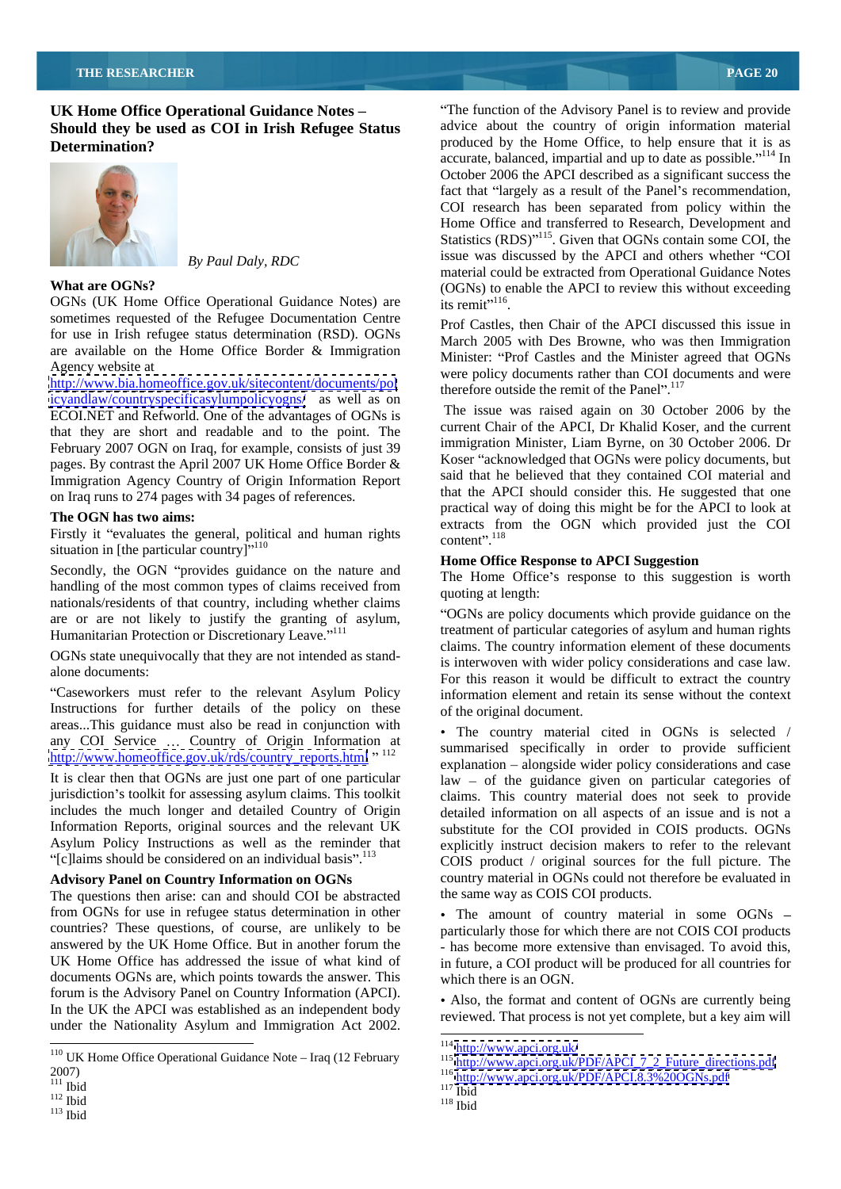## UK Home Office Operational Guidance Notes – Should they be used as COI in Irish Refugee Status Determination?

*By Paul Daly, RDC*

### What are OGNs?

OGNs (UK Home Office Operational Guidance Notes) are sometimes requested of the Refugee Documentation Centre for use in Irish refugee status determination (RSD). OGNs are available on the Home Office Border & Immigration Agency website at http://www.bia.homeoffice.gov.uk/sitecontent/documents/policyandlaw/countryspecificasylumpolicyogns/ as well as on ECOI.NET and Refworld. One of the advantages of OGNs is that they are short and readable and to the point. The February 2007 OGN on Iraq, for example, consists of just 39 pages. By contrast the April 2007 UK Home Office Border & Immigration Agency Country of Origin Information Report on Iraq runs to 274 pages with 34 pages of references.

### The OGN has two aims:

Firstly it "evaluates the general, political and human rights situation in [the particular country]"[110]

Secondly, the OGN "provides guidance on the nature and handling of the most common types of claims received from nationals/residents of that country, including whether claims are or are not likely to justify the granting of asylum, Humanitarian Protection or Discretionary Leave."[111]

OGNs state unequivocally that they are not intended as stand-alone documents:

"Caseworkers must refer to the relevant Asylum Policy Instructions for further details of the policy on these areas...This guidance must also be read in conjunction with any COI Service … Country of Origin Information at http://www.homeoffice.gov.uk/rds/country_reports.html "[112]

It is clear then that OGNs are just one part of one particular jurisdiction's toolkit for assessing asylum claims. This toolkit includes the much longer and detailed Country of Origin Information Reports, original sources and the relevant UK Asylum Policy Instructions as well as the reminder that "[c]laims should be considered on an individual basis".[113]

### Advisory Panel on Country Information on OGNs

The questions then arise: can and should COI be abstracted from OGNs for use in refugee status determination in other countries? These questions, of course, are unlikely to be answered by the UK Home Office. But in another forum the UK Home Office has addressed the issue of what kind of documents OGNs are, which points towards the answer. This forum is the Advisory Panel on Country Information (APCI). In the UK the APCI was established as an independent body under the Nationality Asylum and Immigration Act 2002. "The function of the Advisory Panel is to review and provide advice about the country of origin information material produced by the Home Office, to help ensure that it is as accurate, balanced, impartial and up to date as possible."[114] In October 2006 the APCI described as a significant success the fact that "largely as a result of the Panel's recommendation, COI research has been separated from policy within the Home Office and transferred to Research, Development and Statistics (RDS)"[115]. Given that OGNs contain some COI, the issue was discussed by the APCI and others whether "COI material could be extracted from Operational Guidance Notes (OGNs) to enable the APCI to review this without exceeding its remit"[116].

Prof Castles, then Chair of the APCI discussed this issue in March 2005 with Des Browne, who was then Immigration Minister: "Prof Castles and the Minister agreed that OGNs were policy documents rather than COI documents and were therefore outside the remit of the Panel".[117]

The issue was raised again on 30 October 2006 by the current Chair of the APCI, Dr Khalid Koser, and the current immigration Minister, Liam Byrne, on 30 October 2006. Dr Koser "acknowledged that OGNs were policy documents, but said that he believed that they contained COI material and that the APCI should consider this. He suggested that one practical way of doing this might be for the APCI to look at extracts from the OGN which provided just the COI content".[118]

### Home Office Response to APCI Suggestion

The Home Office's response to this suggestion is worth quoting at length:

"OGNs are policy documents which provide guidance on the treatment of particular categories of asylum and human rights claims. The country information element of these documents is interwoven with wider policy considerations and case law. For this reason it would be difficult to extract the country information element and retain its sense without the context of the original document.

- The country material cited in OGNs is selected / summarised specifically in order to provide sufficient explanation – alongside wider policy considerations and case law – of the guidance given on particular categories of claims. This country material does not seek to provide detailed information on all aspects of an issue and is not a substitute for the COI provided in COIS products. OGNs explicitly instruct decision makers to refer to the relevant COIS product / original sources for the full picture. The country material in OGNs could not therefore be evaluated in the same way as COIS COI products.

- The amount of country material in some OGNs – particularly those for which there are not COIS COI products - has become more extensive than envisaged. To avoid this, in future, a COI product will be produced for all countries for which there is an OGN.

- Also, the format and content of OGNs are currently being reviewed. That process is not yet complete, but a key aim will

---

[110] UK Home Office Operational Guidance Note – Iraq (12 February 2007)
[111] Ibid
[112] Ibid
[113] Ibid
[114] http://www.apci.org.uk/
[115] http://www.apci.org.uk/PDF/APCI_7_2_Future_directions.pdf
[116] http://www.apci.org.uk/PDF/APCI.8.3%20OGNs.pdf
[117] Ibid
[118] Ibid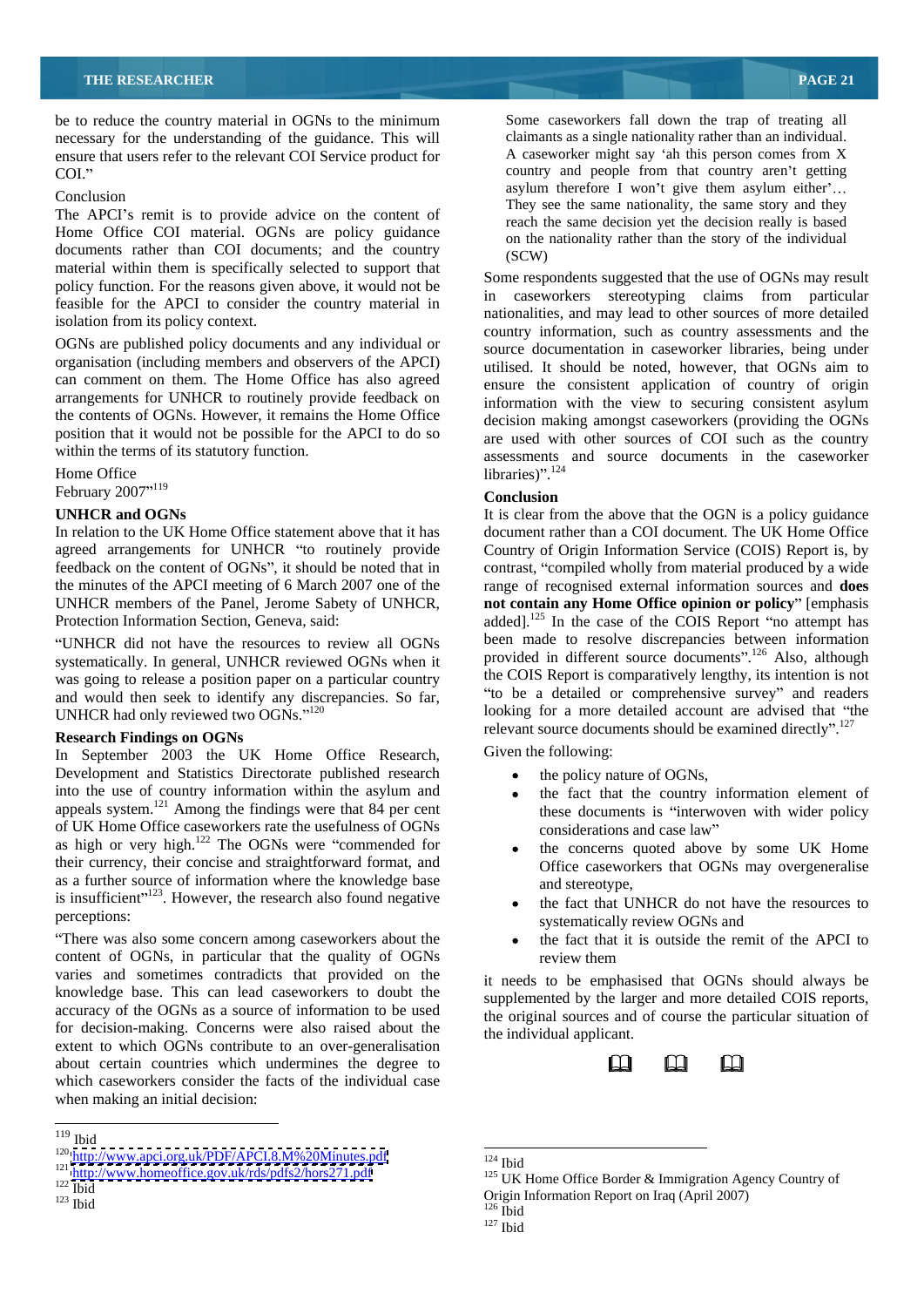be to reduce the country material in OGNs to the minimum necessary for the understanding of the guidance. This will ensure that users refer to the relevant COI Service product for COI."

Conclusion

The APCI's remit is to provide advice on the content of Home Office COI material. OGNs are policy guidance documents rather than COI documents; and the country material within them is specifically selected to support that policy function. For the reasons given above, it would not be feasible for the APCI to consider the country material in isolation from its policy context.

OGNs are published policy documents and any individual or organisation (including members and observers of the APCI) can comment on them. The Home Office has also agreed arrangements for UNHCR to routinely provide feedback on the contents of OGNs. However, it remains the Home Office position that it would not be possible for the APCI to do so within the terms of its statutory function.

Home Office
February 2007"[119]

### UNHCR and OGNs

In relation to the UK Home Office statement above that it has agreed arrangements for UNHCR "to routinely provide feedback on the content of OGNs", it should be noted that in the minutes of the APCI meeting of 6 March 2007 one of the UNHCR members of the Panel, Jerome Sabety of UNHCR, Protection Information Section, Geneva, said:

"UNHCR did not have the resources to review all OGNs systematically. In general, UNHCR reviewed OGNs when it was going to release a position paper on a particular country and would then seek to identify any discrepancies. So far, UNHCR had only reviewed two OGNs."[120]

### Research Findings on OGNs

In September 2003 the UK Home Office Research, Development and Statistics Directorate published research into the use of country information within the asylum and appeals system.[121] Among the findings were that 84 per cent of UK Home Office caseworkers rate the usefulness of OGNs as high or very high.[122] The OGNs were "commended for their currency, their concise and straightforward format, and as a further source of information where the knowledge base is insufficient"[123]. However, the research also found negative perceptions:

"There was also some concern among caseworkers about the content of OGNs, in particular that the quality of OGNs varies and sometimes contradicts that provided on the knowledge base. This can lead caseworkers to doubt the accuracy of the OGNs as a source of information to be used for decision-making. Concerns were also raised about the extent to which OGNs contribute to an over-generalisation about certain countries which undermines the degree to which caseworkers consider the facts of the individual case when making an initial decision:

> Some caseworkers fall down the trap of treating all claimants as a single nationality rather than an individual. A caseworker might say 'ah this person comes from X country and people from that country aren't getting asylum therefore I won't give them asylum either'… They see the same nationality, the same story and they reach the same decision yet the decision really is based on the nationality rather than the story of the individual (SCW)

Some respondents suggested that the use of OGNs may result in caseworkers stereotyping claims from particular nationalities, and may lead to other sources of more detailed country information, such as country assessments and the source documentation in caseworker libraries, being under utilised. It should be noted, however, that OGNs aim to ensure the consistent application of country of origin information with the view to securing consistent asylum decision making amongst caseworkers (providing the OGNs are used with other sources of COI such as the country assessments and source documents in the caseworker libraries)".[124]

### Conclusion

It is clear from the above that the OGN is a policy guidance document rather than a COI document. The UK Home Office Country of Origin Information Service (COIS) Report is, by contrast, "compiled wholly from material produced by a wide range of recognised external information sources and **does not contain any Home Office opinion or policy**" [emphasis added].[125] In the case of the COIS Report "no attempt has been made to resolve discrepancies between information provided in different source documents".[126] Also, although the COIS Report is comparatively lengthy, its intention is not "to be a detailed or comprehensive survey" and readers looking for a more detailed account are advised that "the relevant source documents should be examined directly".[127]

Given the following:

- the policy nature of OGNs,
- the fact that the country information element of these documents is "interwoven with wider policy considerations and case law"
- the concerns quoted above by some UK Home Office caseworkers that OGNs may overgeneralise and stereotype,
- the fact that UNHCR do not have the resources to systematically review OGNs and
- the fact that it is outside the remit of the APCI to review them

it needs to be emphasised that OGNs should always be supplemented by the larger and more detailed COIS reports, the original sources and of course the particular situation of the individual applicant.

📖 📖 📖

---

[119] Ibid
[120] http://www.apci.org.uk/PDF/APCI.8.M%20Minutes.pdf
[121] http://www.homeoffice.gov.uk/rds/pdfs2/hors271.pdf
[122] Ibid
[123] Ibid
[124] Ibid
[125] UK Home Office Border & Immigration Agency Country of Origin Information Report on Iraq (April 2007)
[126] Ibid
[127] Ibid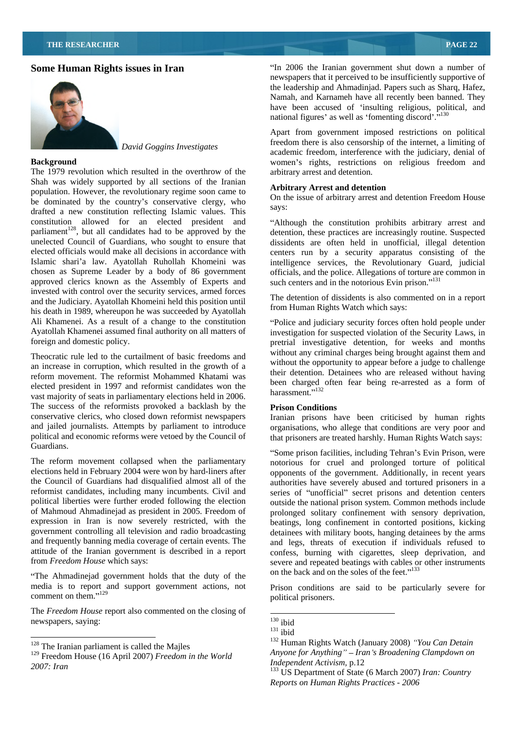## Some Human Rights issues in Iran

*David Goggins Investigates*

**Background**

The 1979 revolution which resulted in the overthrow of the Shah was widely supported by all sections of the Iranian population. However, the revolutionary regime soon came to be dominated by the country's conservative clergy, who drafted a new constitution reflecting Islamic values. This constitution allowed for an elected president and parliament[128], but all candidates had to be approved by the unelected Council of Guardians, who sought to ensure that elected officials would make all decisions in accordance with Islamic shari'a law. Ayatollah Ruhollah Khomeini was chosen as Supreme Leader by a body of 86 government approved clerics known as the Assembly of Experts and invested with control over the security services, armed forces and the Judiciary. Ayatollah Khomeini held this position until his death in 1989, whereupon he was succeeded by Ayatollah Ali Khamenei. As a result of a change to the constitution Ayatollah Khamenei assumed final authority on all matters of foreign and domestic policy.

Theocratic rule led to the curtailment of basic freedoms and an increase in corruption, which resulted in the growth of a reform movement. The reformist Mohammed Khatami was elected president in 1997 and reformist candidates won the vast majority of seats in parliamentary elections held in 2006. The success of the reformists provoked a backlash by the conservative clerics, who closed down reformist newspapers and jailed journalists. Attempts by parliament to introduce political and economic reforms were vetoed by the Council of Guardians.

The reform movement collapsed when the parliamentary elections held in February 2004 were won by hard-liners after the Council of Guardians had disqualified almost all of the reformist candidates, including many incumbents. Civil and political liberties were further eroded following the election of Mahmoud Ahmadinejad as president in 2005. Freedom of expression in Iran is now severely restricted, with the government controlling all television and radio broadcasting and frequently banning media coverage of certain events. The attitude of the Iranian government is described in a report from *Freedom House* which says:

"The Ahmadinejad government holds that the duty of the media is to report and support government actions, not comment on them."[129]

The *Freedom House* report also commented on the closing of newspapers, saying:

"In 2006 the Iranian government shut down a number of newspapers that it perceived to be insufficiently supportive of the leadership and Ahmadinjad. Papers such as Sharq, Hafez, Namah, and Karnameh have all recently been banned. They have been accused of 'insulting religious, political, and national figures' as well as 'fomenting discord'."[130]

Apart from government imposed restrictions on political freedom there is also censorship of the internet, a limiting of academic freedom, interference with the judiciary, denial of women's rights, restrictions on religious freedom and arbitrary arrest and detention.

**Arbitrary Arrest and detention**

On the issue of arbitrary arrest and detention Freedom House says:

"Although the constitution prohibits arbitrary arrest and detention, these practices are increasingly routine. Suspected dissidents are often held in unofficial, illegal detention centers run by a security apparatus consisting of the intelligence services, the Revolutionary Guard, judicial officials, and the police. Allegations of torture are common in such centers and in the notorious Evin prison."[131]

The detention of dissidents is also commented on in a report from Human Rights Watch which says:

"Police and judiciary security forces often hold people under investigation for suspected violation of the Security Laws, in pretrial investigative detention, for weeks and months without any criminal charges being brought against them and without the opportunity to appear before a judge to challenge their detention. Detainees who are released without having been charged often fear being re-arrested as a form of harassment."[132]

**Prison Conditions**

Iranian prisons have been criticised by human rights organisations, who allege that conditions are very poor and that prisoners are treated harshly. Human Rights Watch says:

"Some prison facilities, including Tehran's Evin Prison, were notorious for cruel and prolonged torture of political opponents of the government. Additionally, in recent years authorities have severely abused and tortured prisoners in a series of "unofficial" secret prisons and detention centers outside the national prison system. Common methods include prolonged solitary confinement with sensory deprivation, beatings, long confinement in contorted positions, kicking detainees with military boots, hanging detainees by the arms and legs, threats of execution if individuals refused to confess, burning with cigarettes, sleep deprivation, and severe and repeated beatings with cables or other instruments on the back and on the soles of the feet."[133]

Prison conditions are said to be particularly severe for political prisoners.

---

[128] The Iranian parliament is called the Majles

[129] Freedom House (16 April 2007) *Freedom in the World 2007: Iran*

[130] ibid

[131] ibid

[132] Human Rights Watch (January 2008) *"You Can Detain Anyone for Anything" – Iran's Broadening Clampdown on Independent Activism*, p.12

[133] US Department of State (6 March 2007) *Iran: Country Reports on Human Rights Practices - 2006*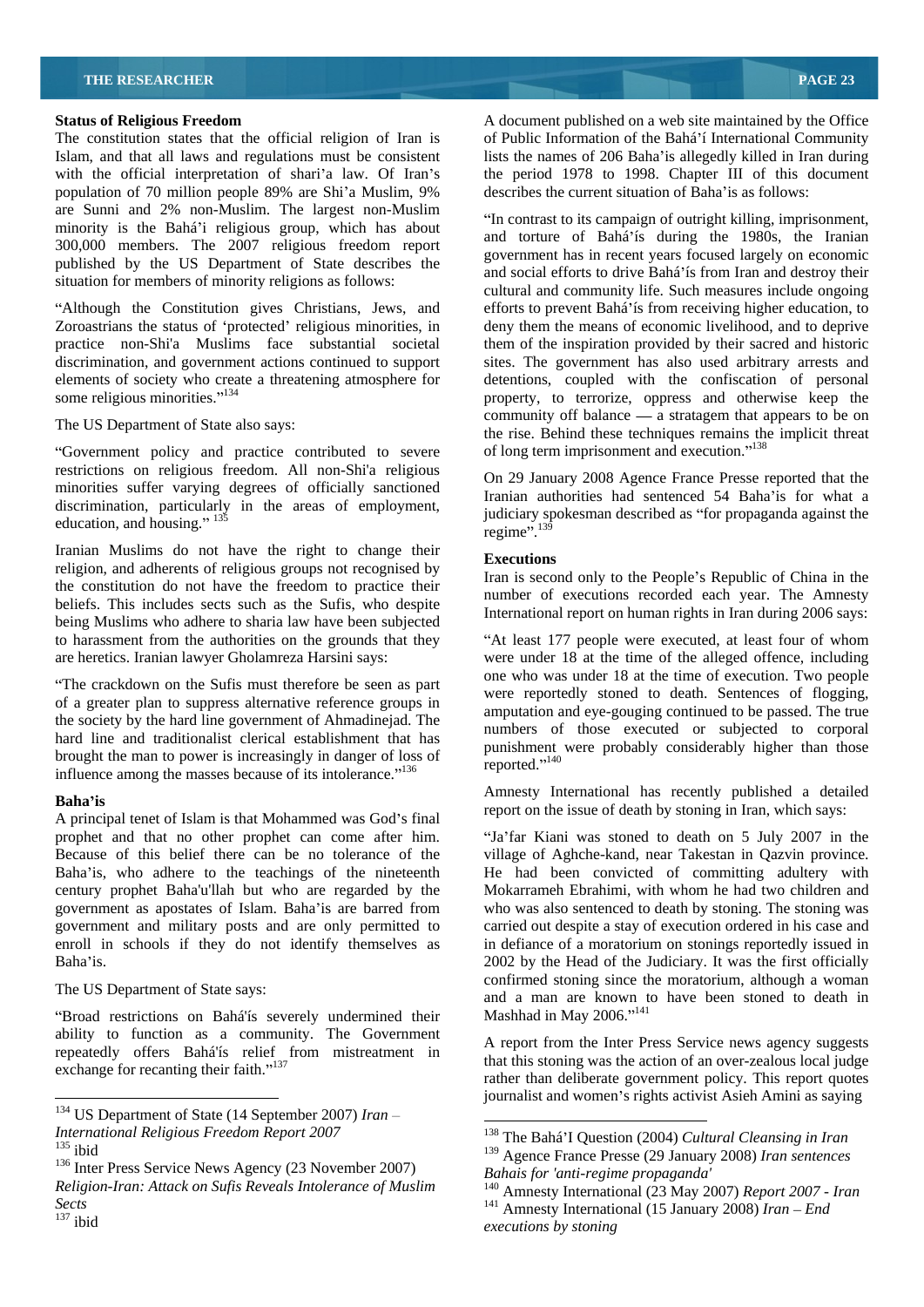### Status of Religious Freedom

The constitution states that the official religion of Iran is Islam, and that all laws and regulations must be consistent with the official interpretation of shari'a law. Of Iran's population of 70 million people 89% are Shi'a Muslim, 9% are Sunni and 2% non-Muslim. The largest non-Muslim minority is the Bahá'i religious group, which has about 300,000 members. The 2007 religious freedom report published by the US Department of State describes the situation for members of minority religions as follows:

"Although the Constitution gives Christians, Jews, and Zoroastrians the status of 'protected' religious minorities, in practice non-Shi'a Muslims face substantial societal discrimination, and government actions continued to support elements of society who create a threatening atmosphere for some religious minorities."[134]

The US Department of State also says:

"Government policy and practice contributed to severe restrictions on religious freedom. All non-Shi'a religious minorities suffer varying degrees of officially sanctioned discrimination, particularly in the areas of employment, education, and housing."[135]

Iranian Muslims do not have the right to change their religion, and adherents of religious groups not recognised by the constitution do not have the freedom to practice their beliefs. This includes sects such as the Sufis, who despite being Muslims who adhere to sharia law have been subjected to harassment from the authorities on the grounds that they are heretics. Iranian lawyer Gholamreza Harsini says:

"The crackdown on the Sufis must therefore be seen as part of a greater plan to suppress alternative reference groups in the society by the hard line government of Ahmadinejad. The hard line and traditionalist clerical establishment that has brought the man to power is increasingly in danger of loss of influence among the masses because of its intolerance."[136]

### Baha'is

A principal tenet of Islam is that Mohammed was God's final prophet and that no other prophet can come after him. Because of this belief there can be no tolerance of the Baha'is, who adhere to the teachings of the nineteenth century prophet Baha'u'llah but who are regarded by the government as apostates of Islam. Baha'is are barred from government and military posts and are only permitted to enroll in schools if they do not identify themselves as Baha'is.

The US Department of State says:

"Broad restrictions on Bahá'ís severely undermined their ability to function as a community. The Government repeatedly offers Bahá'ís relief from mistreatment in exchange for recanting their faith."[137]

A document published on a web site maintained by the Office of Public Information of the Bahá'í International Community lists the names of 206 Baha'is allegedly killed in Iran during the period 1978 to 1998. Chapter III of this document describes the current situation of Baha'is as follows:

"In contrast to its campaign of outright killing, imprisonment, and torture of Bahá'ís during the 1980s, the Iranian government has in recent years focused largely on economic and social efforts to drive Bahá'ís from Iran and destroy their cultural and community life. Such measures include ongoing efforts to prevent Bahá'ís from receiving higher education, to deny them the means of economic livelihood, and to deprive them of the inspiration provided by their sacred and historic sites. The government has also used arbitrary arrests and detentions, coupled with the confiscation of personal property, to terrorize, oppress and otherwise keep the community off balance — a stratagem that appears to be on the rise. Behind these techniques remains the implicit threat of long term imprisonment and execution."[138]

On 29 January 2008 Agence France Presse reported that the Iranian authorities had sentenced 54 Baha'is for what a judiciary spokesman described as "for propaganda against the regime".[139]

### Executions

Iran is second only to the People's Republic of China in the number of executions recorded each year. The Amnesty International report on human rights in Iran during 2006 says:

"At least 177 people were executed, at least four of whom were under 18 at the time of the alleged offence, including one who was under 18 at the time of execution. Two people were reportedly stoned to death. Sentences of flogging, amputation and eye-gouging continued to be passed. The true numbers of those executed or subjected to corporal punishment were probably considerably higher than those reported."[140]

Amnesty International has recently published a detailed report on the issue of death by stoning in Iran, which says:

"Ja'far Kiani was stoned to death on 5 July 2007 in the village of Aghche-kand, near Takestan in Qazvin province. He had been convicted of committing adultery with Mokarrameh Ebrahimi, with whom he had two children and who was also sentenced to death by stoning. The stoning was carried out despite a stay of execution ordered in his case and in defiance of a moratorium on stonings reportedly issued in 2002 by the Head of the Judiciary. It was the first officially confirmed stoning since the moratorium, although a woman and a man are known to have been stoned to death in Mashhad in May 2006."[141]

A report from the Inter Press Service news agency suggests that this stoning was the action of an over-zealous local judge rather than deliberate government policy. This report quotes journalist and women's rights activist Asieh Amini as saying

---

[134] US Department of State (14 September 2007) *Iran – International Religious Freedom Report 2007*

[135] ibid

[136] Inter Press Service News Agency (23 November 2007) *Religion-Iran: Attack on Sufis Reveals Intolerance of Muslim Sects*

[137] ibid

[138] The Bahá'I Question (2004) *Cultural Cleansing in Iran*

[139] Agence France Presse (29 January 2008) *Iran sentences Bahais for 'anti-regime propaganda'*

[140] Amnesty International (23 May 2007) *Report 2007 - Iran*

[141] Amnesty International (15 January 2008) *Iran – End executions by stoning*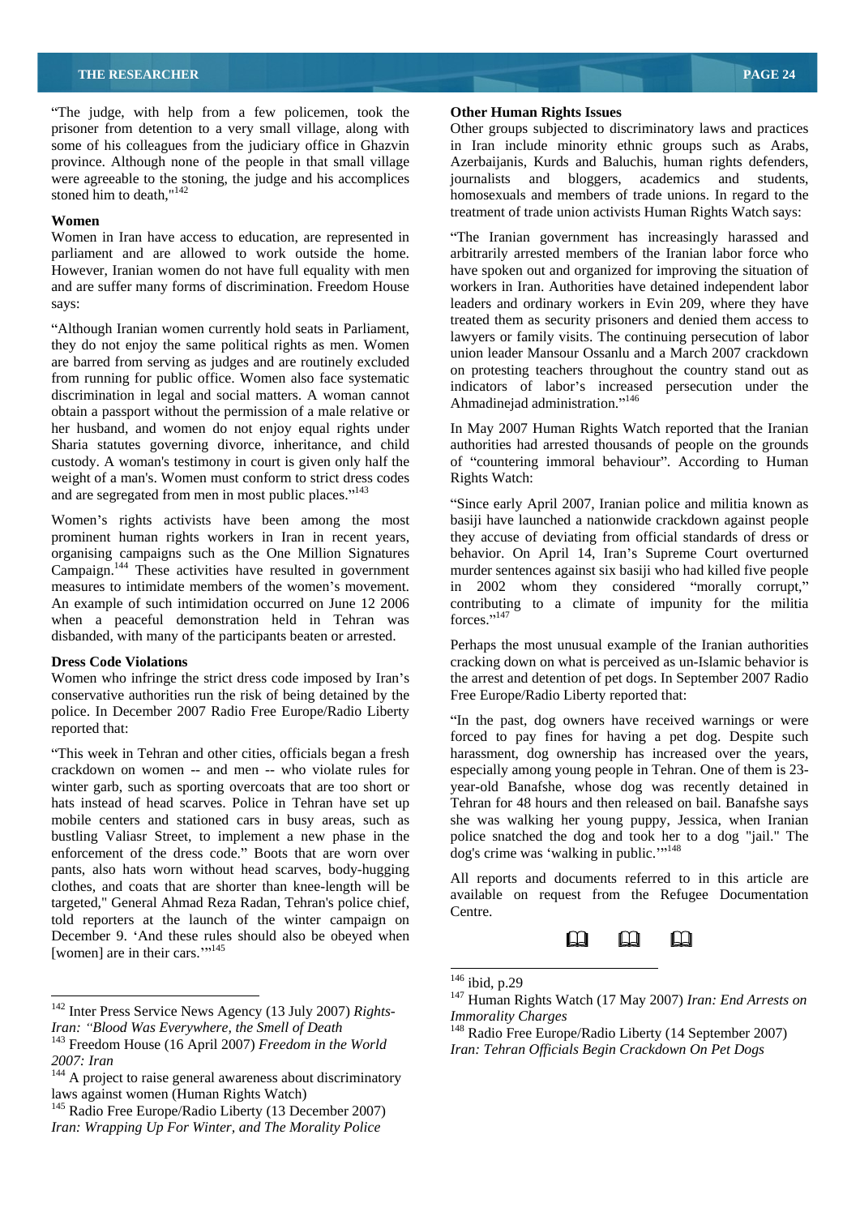"The judge, with help from a few policemen, took the prisoner from detention to a very small village, along with some of his colleagues from the judiciary office in Ghazvin province. Although none of the people in that small village were agreeable to the stoning, the judge and his accomplices stoned him to death,"[142]

**Women**

Women in Iran have access to education, are represented in parliament and are allowed to work outside the home. However, Iranian women do not have full equality with men and are suffer many forms of discrimination. Freedom House says:

"Although Iranian women currently hold seats in Parliament, they do not enjoy the same political rights as men. Women are barred from serving as judges and are routinely excluded from running for public office. Women also face systematic discrimination in legal and social matters. A woman cannot obtain a passport without the permission of a male relative or her husband, and women do not enjoy equal rights under Sharia statutes governing divorce, inheritance, and child custody. A woman's testimony in court is given only half the weight of a man's. Women must conform to strict dress codes and are segregated from men in most public places."[143]

Women's rights activists have been among the most prominent human rights workers in Iran in recent years, organising campaigns such as the One Million Signatures Campaign.[144] These activities have resulted in government measures to intimidate members of the women's movement. An example of such intimidation occurred on June 12 2006 when a peaceful demonstration held in Tehran was disbanded, with many of the participants beaten or arrested.

**Dress Code Violations**

Women who infringe the strict dress code imposed by Iran's conservative authorities run the risk of being detained by the police. In December 2007 Radio Free Europe/Radio Liberty reported that:

"This week in Tehran and other cities, officials began a fresh crackdown on women -- and men -- who violate rules for winter garb, such as sporting overcoats that are too short or hats instead of head scarves. Police in Tehran have set up mobile centers and stationed cars in busy areas, such as bustling Valiasr Street, to implement a new phase in the enforcement of the dress code." Boots that are worn over pants, also hats worn without head scarves, body-hugging clothes, and coats that are shorter than knee-length will be targeted," General Ahmad Reza Radan, Tehran's police chief, told reporters at the launch of the winter campaign on December 9. 'And these rules should also be obeyed when [women] are in their cars.'"[145]

**Other Human Rights Issues**

Other groups subjected to discriminatory laws and practices in Iran include minority ethnic groups such as Arabs, Azerbaijanis, Kurds and Baluchis, human rights defenders, journalists and bloggers, academics and students, homosexuals and members of trade unions. In regard to the treatment of trade union activists Human Rights Watch says:

"The Iranian government has increasingly harassed and arbitrarily arrested members of the Iranian labor force who have spoken out and organized for improving the situation of workers in Iran. Authorities have detained independent labor leaders and ordinary workers in Evin 209, where they have treated them as security prisoners and denied them access to lawyers or family visits. The continuing persecution of labor union leader Mansour Ossanlu and a March 2007 crackdown on protesting teachers throughout the country stand out as indicators of labor's increased persecution under the Ahmadinejad administration."[146]

In May 2007 Human Rights Watch reported that the Iranian authorities had arrested thousands of people on the grounds of "countering immoral behaviour". According to Human Rights Watch:

"Since early April 2007, Iranian police and militia known as basiji have launched a nationwide crackdown against people they accuse of deviating from official standards of dress or behavior. On April 14, Iran's Supreme Court overturned murder sentences against six basiji who had killed five people in 2002 whom they considered "morally corrupt," contributing to a climate of impunity for the militia forces."[147]

Perhaps the most unusual example of the Iranian authorities cracking down on what is perceived as un-Islamic behavior is the arrest and detention of pet dogs. In September 2007 Radio Free Europe/Radio Liberty reported that:

"In the past, dog owners have received warnings or were forced to pay fines for having a pet dog. Despite such harassment, dog ownership has increased over the years, especially among young people in Tehran. One of them is 23-year-old Banafshe, whose dog was recently detained in Tehran for 48 hours and then released on bail. Banafshe says she was walking her young puppy, Jessica, when Iranian police snatched the dog and took her to a dog "jail." The dog's crime was 'walking in public.'"[148]

All reports and documents referred to in this article are available on request from the Refugee Documentation Centre.

&#128214; &#128214; &#128214;

---

[142] Inter Press Service News Agency (13 July 2007) *Rights-Iran: "Blood Was Everywhere, the Smell of Death*

[143] Freedom House (16 April 2007) *Freedom in the World 2007: Iran*

[144] A project to raise general awareness about discriminatory laws against women (Human Rights Watch)

[145] Radio Free Europe/Radio Liberty (13 December 2007) *Iran: Wrapping Up For Winter, and The Morality Police*

[146] ibid, p.29

[147] Human Rights Watch (17 May 2007) *Iran: End Arrests on Immorality Charges*

[148] Radio Free Europe/Radio Liberty (14 September 2007) *Iran: Tehran Officials Begin Crackdown On Pet Dogs*